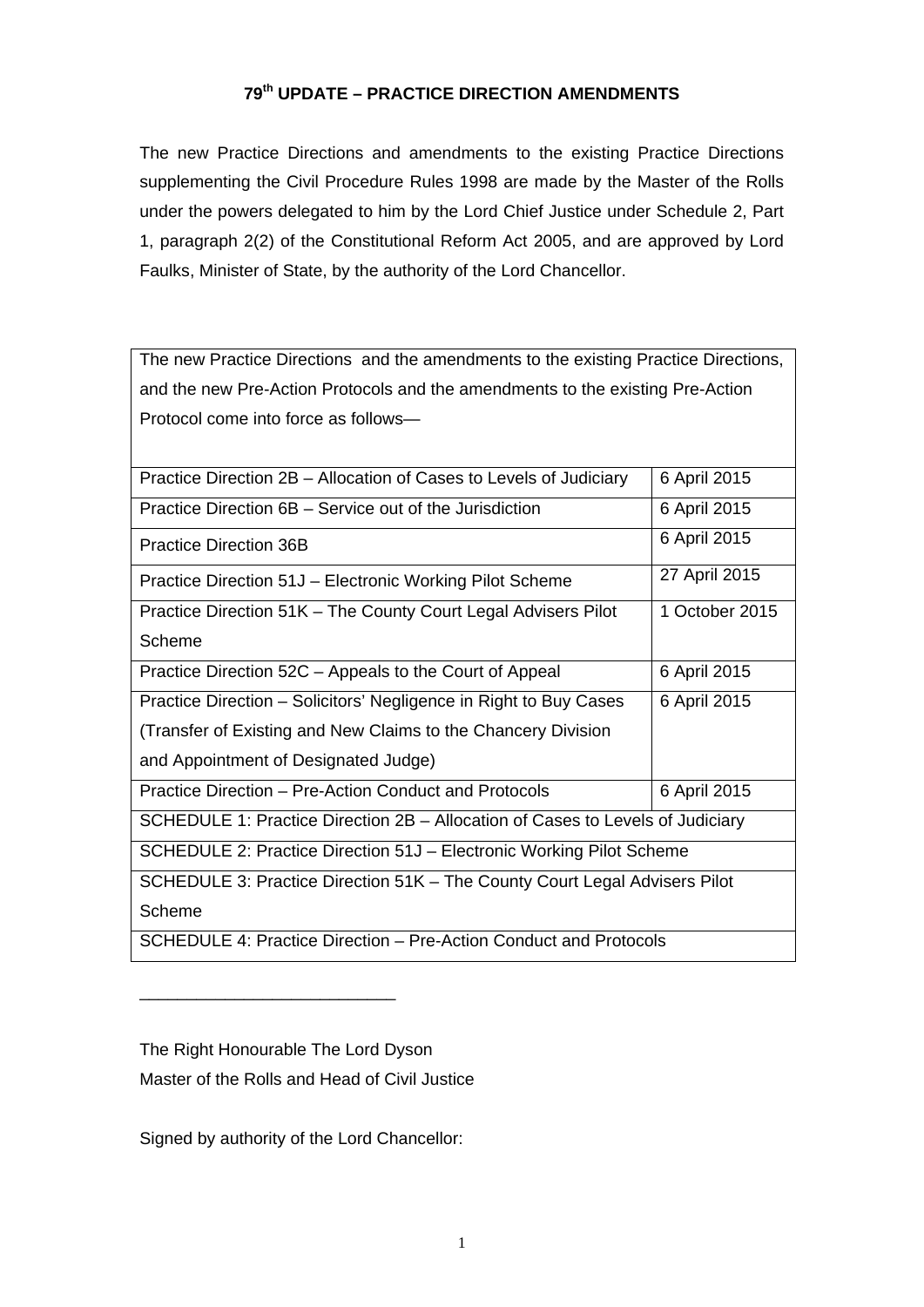# 79th UPDATE – PRACTICE DIRECTION AMENDMENTS

The new Practice Directions and amendments to the existing Practice Directions supplementing the Civil Procedure Rules 1998 are made by the Master of the Rolls under the powers delegated to him by the Lord Chief Justice under Schedule 2, Part 1, paragraph 2(2) of the Constitutional Reform Act 2005, and are approved by Lord Faulks, Minister of State, by the authority of the Lord Chancellor.

| The new Practice Directions and the amendments to the existing Practice Directions, and the new Pre-Action Protocols and the amendments to the existing Pre-Action Protocol come into force as follows— | |
|---|---|
| Practice Direction 2B – Allocation of Cases to Levels of Judiciary | 6 April 2015 |
| Practice Direction 6B – Service out of the Jurisdiction | 6 April 2015 |
| Practice Direction 36B | 6 April 2015 |
| Practice Direction 51J – Electronic Working Pilot Scheme | 27 April 2015 |
| Practice Direction 51K – The County Court Legal Advisers Pilot Scheme | 1 October 2015 |
| Practice Direction 52C – Appeals to the Court of Appeal | 6 April 2015 |
| Practice Direction – Solicitors' Negligence in Right to Buy Cases (Transfer of Existing and New Claims to the Chancery Division and Appointment of Designated Judge) | 6 April 2015 |
| Practice Direction – Pre-Action Conduct and Protocols | 6 April 2015 |
| SCHEDULE 1: Practice Direction 2B – Allocation of Cases to Levels of Judiciary | |
| SCHEDULE 2: Practice Direction 51J – Electronic Working Pilot Scheme | |
| SCHEDULE 3: Practice Direction 51K – The County Court Legal Advisers Pilot Scheme | |
| SCHEDULE 4: Practice Direction – Pre-Action Conduct and Protocols | |

\_\_\_\_\_\_\_\_\_\_\_\_\_\_\_\_\_\_\_\_\_\_\_\_\_\_\_

The Right Honourable The Lord Dyson
Master of the Rolls and Head of Civil Justice

Signed by authority of the Lord Chancellor: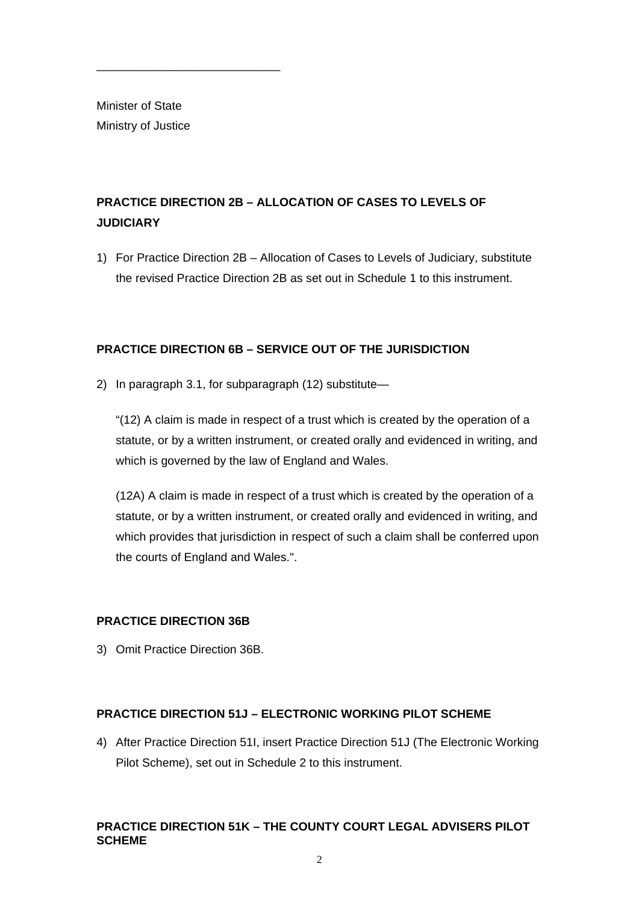\_\_\_\_\_\_\_\_\_\_\_\_\_\_\_\_\_\_\_\_\_\_\_\_\_\_\_\_

Minister of State
Ministry of Justice

**PRACTICE DIRECTION 2B – ALLOCATION OF CASES TO LEVELS OF JUDICIARY**

1) For Practice Direction 2B – Allocation of Cases to Levels of Judiciary, substitute the revised Practice Direction 2B as set out in Schedule 1 to this instrument.

**PRACTICE DIRECTION 6B – SERVICE OUT OF THE JURISDICTION**

2) In paragraph 3.1, for subparagraph (12) substitute—

“(12) A claim is made in respect of a trust which is created by the operation of a statute, or by a written instrument, or created orally and evidenced in writing, and which is governed by the law of England and Wales.

(12A) A claim is made in respect of a trust which is created by the operation of a statute, or by a written instrument, or created orally and evidenced in writing, and which provides that jurisdiction in respect of such a claim shall be conferred upon the courts of England and Wales.".

**PRACTICE DIRECTION 36B**

3) Omit Practice Direction 36B.

**PRACTICE DIRECTION 51J – ELECTRONIC WORKING PILOT SCHEME**

4) After Practice Direction 51I, insert Practice Direction 51J (The Electronic Working Pilot Scheme), set out in Schedule 2 to this instrument.

**PRACTICE DIRECTION 51K – THE COUNTY COURT LEGAL ADVISERS PILOT SCHEME**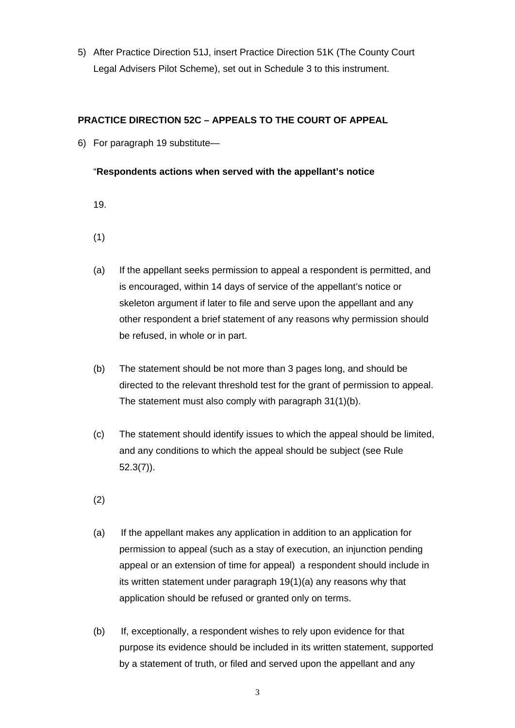5) After Practice Direction 51J, insert Practice Direction 51K (The County Court Legal Advisers Pilot Scheme), set out in Schedule 3 to this instrument.

**PRACTICE DIRECTION 52C – APPEALS TO THE COURT OF APPEAL**

6) For paragraph 19 substitute—

"**Respondents actions when served with the appellant's notice**

19.

(1)

(a) If the appellant seeks permission to appeal a respondent is permitted, and is encouraged, within 14 days of service of the appellant's notice or skeleton argument if later to file and serve upon the appellant and any other respondent a brief statement of any reasons why permission should be refused, in whole or in part.

(b) The statement should be not more than 3 pages long, and should be directed to the relevant threshold test for the grant of permission to appeal. The statement must also comply with paragraph 31(1)(b).

(c) The statement should identify issues to which the appeal should be limited, and any conditions to which the appeal should be subject (see Rule 52.3(7)).

(2)

(a) If the appellant makes any application in addition to an application for permission to appeal (such as a stay of execution, an injunction pending appeal or an extension of time for appeal) a respondent should include in its written statement under paragraph 19(1)(a) any reasons why that application should be refused or granted only on terms.

(b) If, exceptionally, a respondent wishes to rely upon evidence for that purpose its evidence should be included in its written statement, supported by a statement of truth, or filed and served upon the appellant and any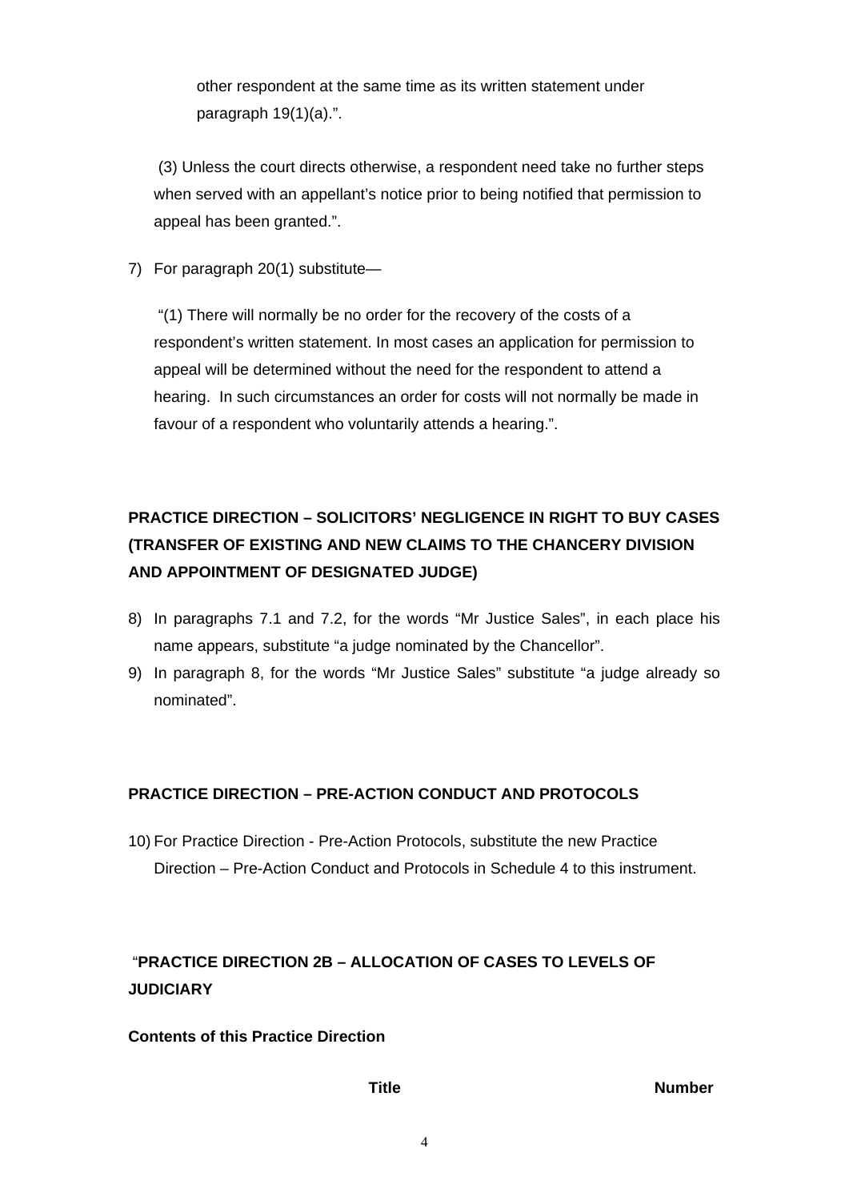other respondent at the same time as its written statement under paragraph 19(1)(a).".

(3) Unless the court directs otherwise, a respondent need take no further steps when served with an appellant's notice prior to being notified that permission to appeal has been granted.".

7) For paragraph 20(1) substitute—

"(1) There will normally be no order for the recovery of the costs of a respondent's written statement. In most cases an application for permission to appeal will be determined without the need for the respondent to attend a hearing. In such circumstances an order for costs will not normally be made in favour of a respondent who voluntarily attends a hearing.".

**PRACTICE DIRECTION – SOLICITORS' NEGLIGENCE IN RIGHT TO BUY CASES (TRANSFER OF EXISTING AND NEW CLAIMS TO THE CHANCERY DIVISION AND APPOINTMENT OF DESIGNATED JUDGE)**

8) In paragraphs 7.1 and 7.2, for the words "Mr Justice Sales", in each place his name appears, substitute "a judge nominated by the Chancellor".
9) In paragraph 8, for the words "Mr Justice Sales" substitute "a judge already so nominated".

**PRACTICE DIRECTION – PRE-ACTION CONDUCT AND PROTOCOLS**

10) For Practice Direction - Pre-Action Protocols, substitute the new Practice Direction – Pre-Action Conduct and Protocols in Schedule 4 to this instrument.

"**PRACTICE DIRECTION 2B – ALLOCATION OF CASES TO LEVELS OF JUDICIARY**

**Contents of this Practice Direction**

| Title | Number |
| --- | --- |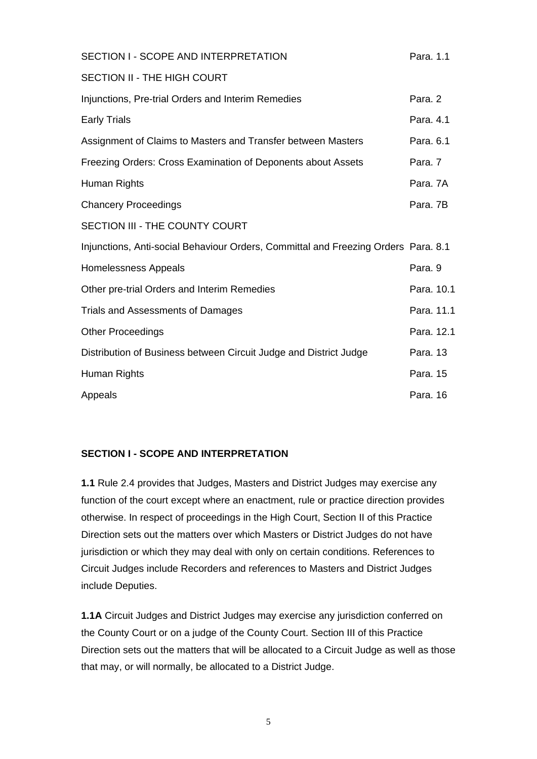| | |
|---|---|
| SECTION I - SCOPE AND INTERPRETATION | Para. 1.1 |
| SECTION II - THE HIGH COURT | |
| Injunctions, Pre-trial Orders and Interim Remedies | Para. 2 |
| Early Trials | Para. 4.1 |
| Assignment of Claims to Masters and Transfer between Masters | Para. 6.1 |
| Freezing Orders: Cross Examination of Deponents about Assets | Para. 7 |
| Human Rights | Para. 7A |
| Chancery Proceedings | Para. 7B |
| SECTION III - THE COUNTY COURT | |
| Injunctions, Anti-social Behaviour Orders, Committal and Freezing Orders | Para. 8.1 |
| Homelessness Appeals | Para. 9 |
| Other pre-trial Orders and Interim Remedies | Para. 10.1 |
| Trials and Assessments of Damages | Para. 11.1 |
| Other Proceedings | Para. 12.1 |
| Distribution of Business between Circuit Judge and District Judge | Para. 13 |
| Human Rights | Para. 15 |
| Appeals | Para. 16 |

## SECTION I - SCOPE AND INTERPRETATION

**1.1** Rule 2.4 provides that Judges, Masters and District Judges may exercise any function of the court except where an enactment, rule or practice direction provides otherwise. In respect of proceedings in the High Court, Section II of this Practice Direction sets out the matters over which Masters or District Judges do not have jurisdiction or which they may deal with only on certain conditions. References to Circuit Judges include Recorders and references to Masters and District Judges include Deputies.

**1.1A** Circuit Judges and District Judges may exercise any jurisdiction conferred on the County Court or on a judge of the County Court. Section III of this Practice Direction sets out the matters that will be allocated to a Circuit Judge as well as those that may, or will normally, be allocated to a District Judge.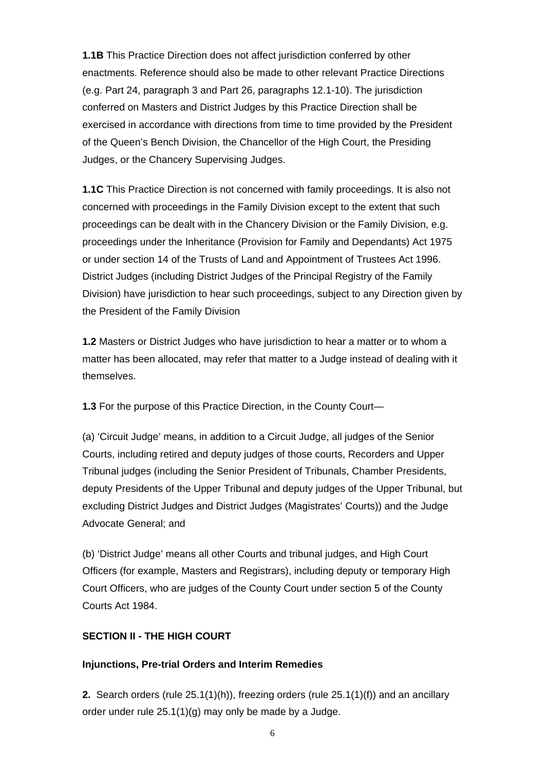**1.1B** This Practice Direction does not affect jurisdiction conferred by other enactments. Reference should also be made to other relevant Practice Directions (e.g. Part 24, paragraph 3 and Part 26, paragraphs 12.1-10). The jurisdiction conferred on Masters and District Judges by this Practice Direction shall be exercised in accordance with directions from time to time provided by the President of the Queen's Bench Division, the Chancellor of the High Court, the Presiding Judges, or the Chancery Supervising Judges.

**1.1C** This Practice Direction is not concerned with family proceedings. It is also not concerned with proceedings in the Family Division except to the extent that such proceedings can be dealt with in the Chancery Division or the Family Division, e.g. proceedings under the Inheritance (Provision for Family and Dependants) Act 1975 or under section 14 of the Trusts of Land and Appointment of Trustees Act 1996. District Judges (including District Judges of the Principal Registry of the Family Division) have jurisdiction to hear such proceedings, subject to any Direction given by the President of the Family Division

**1.2** Masters or District Judges who have jurisdiction to hear a matter or to whom a matter has been allocated, may refer that matter to a Judge instead of dealing with it themselves.

**1.3** For the purpose of this Practice Direction, in the County Court—

(a) 'Circuit Judge' means, in addition to a Circuit Judge, all judges of the Senior Courts, including retired and deputy judges of those courts, Recorders and Upper Tribunal judges (including the Senior President of Tribunals, Chamber Presidents, deputy Presidents of the Upper Tribunal and deputy judges of the Upper Tribunal, but excluding District Judges and District Judges (Magistrates' Courts)) and the Judge Advocate General; and

(b) 'District Judge' means all other Courts and tribunal judges, and High Court Officers (for example, Masters and Registrars), including deputy or temporary High Court Officers, who are judges of the County Court under section 5 of the County Courts Act 1984.

## SECTION II - THE HIGH COURT

### Injunctions, Pre-trial Orders and Interim Remedies

**2.** Search orders (rule 25.1(1)(h)), freezing orders (rule 25.1(1)(f)) and an ancillary order under rule 25.1(1)(g) may only be made by a Judge.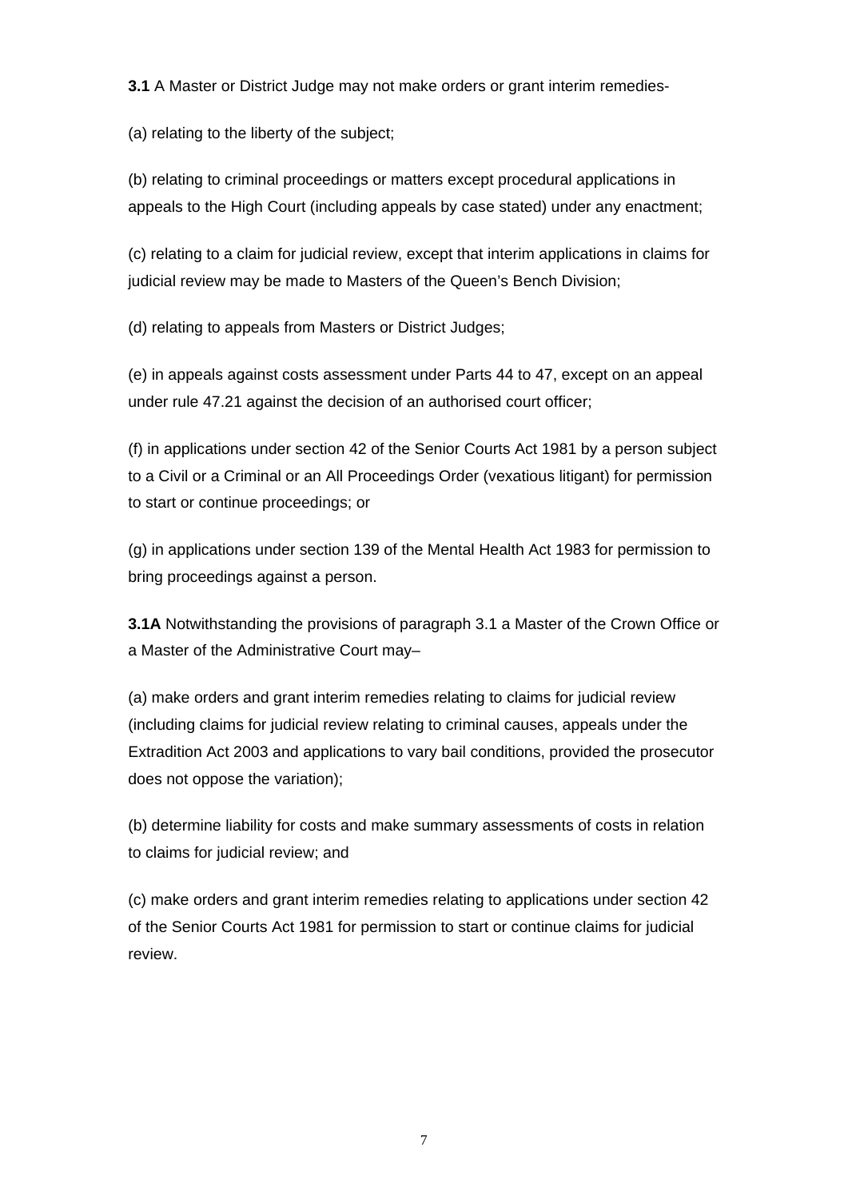**3.1** A Master or District Judge may not make orders or grant interim remedies-

(a) relating to the liberty of the subject;

(b) relating to criminal proceedings or matters except procedural applications in appeals to the High Court (including appeals by case stated) under any enactment;

(c) relating to a claim for judicial review, except that interim applications in claims for judicial review may be made to Masters of the Queen's Bench Division;

(d) relating to appeals from Masters or District Judges;

(e) in appeals against costs assessment under Parts 44 to 47, except on an appeal under rule 47.21 against the decision of an authorised court officer;

(f) in applications under section 42 of the Senior Courts Act 1981 by a person subject to a Civil or a Criminal or an All Proceedings Order (vexatious litigant) for permission to start or continue proceedings; or

(g) in applications under section 139 of the Mental Health Act 1983 for permission to bring proceedings against a person.

**3.1A** Notwithstanding the provisions of paragraph 3.1 a Master of the Crown Office or a Master of the Administrative Court may–

(a) make orders and grant interim remedies relating to claims for judicial review (including claims for judicial review relating to criminal causes, appeals under the Extradition Act 2003 and applications to vary bail conditions, provided the prosecutor does not oppose the variation);

(b) determine liability for costs and make summary assessments of costs in relation to claims for judicial review; and

(c) make orders and grant interim remedies relating to applications under section 42 of the Senior Courts Act 1981 for permission to start or continue claims for judicial review.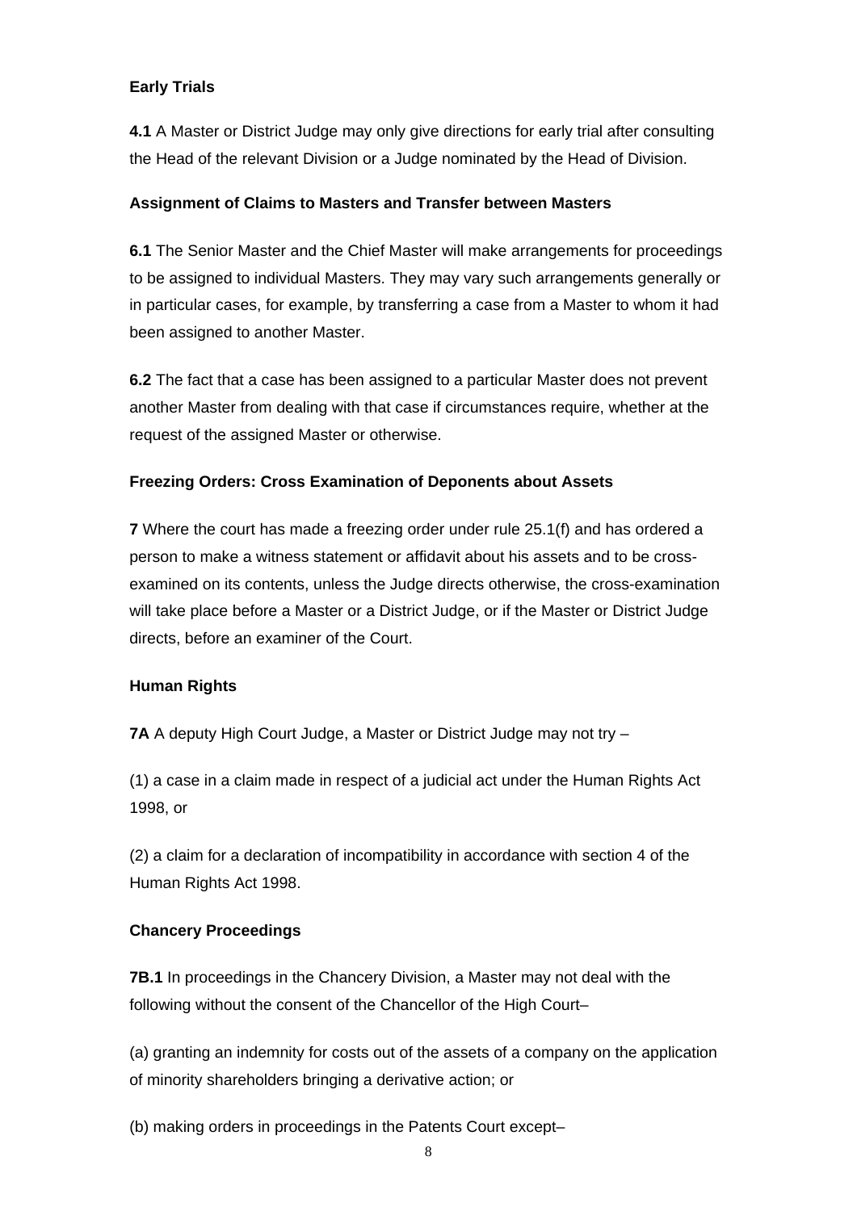**Early Trials**

**4.1** A Master or District Judge may only give directions for early trial after consulting the Head of the relevant Division or a Judge nominated by the Head of Division.

**Assignment of Claims to Masters and Transfer between Masters**

**6.1** The Senior Master and the Chief Master will make arrangements for proceedings to be assigned to individual Masters. They may vary such arrangements generally or in particular cases, for example, by transferring a case from a Master to whom it had been assigned to another Master.

**6.2** The fact that a case has been assigned to a particular Master does not prevent another Master from dealing with that case if circumstances require, whether at the request of the assigned Master or otherwise.

**Freezing Orders: Cross Examination of Deponents about Assets**

**7** Where the court has made a freezing order under rule 25.1(f) and has ordered a person to make a witness statement or affidavit about his assets and to be cross-examined on its contents, unless the Judge directs otherwise, the cross-examination will take place before a Master or a District Judge, or if the Master or District Judge directs, before an examiner of the Court.

**Human Rights**

**7A** A deputy High Court Judge, a Master or District Judge may not try –

(1) a case in a claim made in respect of a judicial act under the Human Rights Act 1998, or

(2) a claim for a declaration of incompatibility in accordance with section 4 of the Human Rights Act 1998.

**Chancery Proceedings**

**7B.1** In proceedings in the Chancery Division, a Master may not deal with the following without the consent of the Chancellor of the High Court–

(a) granting an indemnity for costs out of the assets of a company on the application of minority shareholders bringing a derivative action; or

(b) making orders in proceedings in the Patents Court except–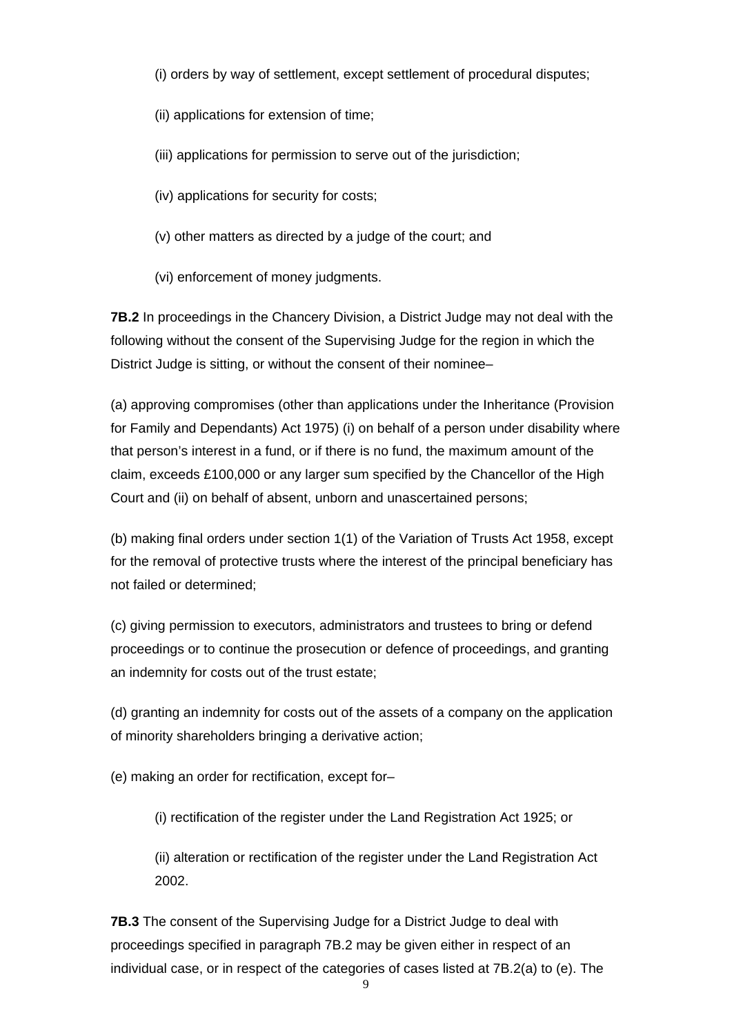(i) orders by way of settlement, except settlement of procedural disputes;

(ii) applications for extension of time;

(iii) applications for permission to serve out of the jurisdiction;

(iv) applications for security for costs;

(v) other matters as directed by a judge of the court; and

(vi) enforcement of money judgments.

**7B.2** In proceedings in the Chancery Division, a District Judge may not deal with the following without the consent of the Supervising Judge for the region in which the District Judge is sitting, or without the consent of their nominee–

(a) approving compromises (other than applications under the Inheritance (Provision for Family and Dependants) Act 1975) (i) on behalf of a person under disability where that person's interest in a fund, or if there is no fund, the maximum amount of the claim, exceeds £100,000 or any larger sum specified by the Chancellor of the High Court and (ii) on behalf of absent, unborn and unascertained persons;

(b) making final orders under section 1(1) of the Variation of Trusts Act 1958, except for the removal of protective trusts where the interest of the principal beneficiary has not failed or determined;

(c) giving permission to executors, administrators and trustees to bring or defend proceedings or to continue the prosecution or defence of proceedings, and granting an indemnity for costs out of the trust estate;

(d) granting an indemnity for costs out of the assets of a company on the application of minority shareholders bringing a derivative action;

(e) making an order for rectification, except for–

(i) rectification of the register under the Land Registration Act 1925; or

(ii) alteration or rectification of the register under the Land Registration Act 2002.

**7B.3** The consent of the Supervising Judge for a District Judge to deal with proceedings specified in paragraph 7B.2 may be given either in respect of an individual case, or in respect of the categories of cases listed at 7B.2(a) to (e). The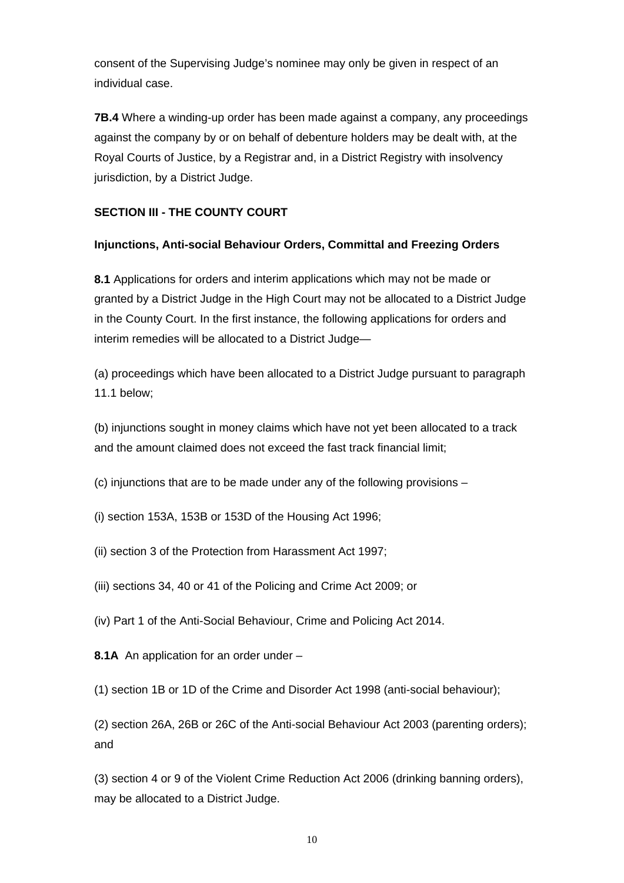consent of the Supervising Judge's nominee may only be given in respect of an individual case.

**7B.4** Where a winding-up order has been made against a company, any proceedings against the company by or on behalf of debenture holders may be dealt with, at the Royal Courts of Justice, by a Registrar and, in a District Registry with insolvency jurisdiction, by a District Judge.

## SECTION III - THE COUNTY COURT

### Injunctions, Anti-social Behaviour Orders, Committal and Freezing Orders

**8.1** Applications for orders and interim applications which may not be made or granted by a District Judge in the High Court may not be allocated to a District Judge in the County Court. In the first instance, the following applications for orders and interim remedies will be allocated to a District Judge—

(a) proceedings which have been allocated to a District Judge pursuant to paragraph 11.1 below;

(b) injunctions sought in money claims which have not yet been allocated to a track and the amount claimed does not exceed the fast track financial limit;

(c) injunctions that are to be made under any of the following provisions –

(i) section 153A, 153B or 153D of the Housing Act 1996;

(ii) section 3 of the Protection from Harassment Act 1997;

(iii) sections 34, 40 or 41 of the Policing and Crime Act 2009; or

(iv) Part 1 of the Anti-Social Behaviour, Crime and Policing Act 2014.

**8.1A** An application for an order under –

(1) section 1B or 1D of the Crime and Disorder Act 1998 (anti-social behaviour);

(2) section 26A, 26B or 26C of the Anti-social Behaviour Act 2003 (parenting orders); and

(3) section 4 or 9 of the Violent Crime Reduction Act 2006 (drinking banning orders), may be allocated to a District Judge.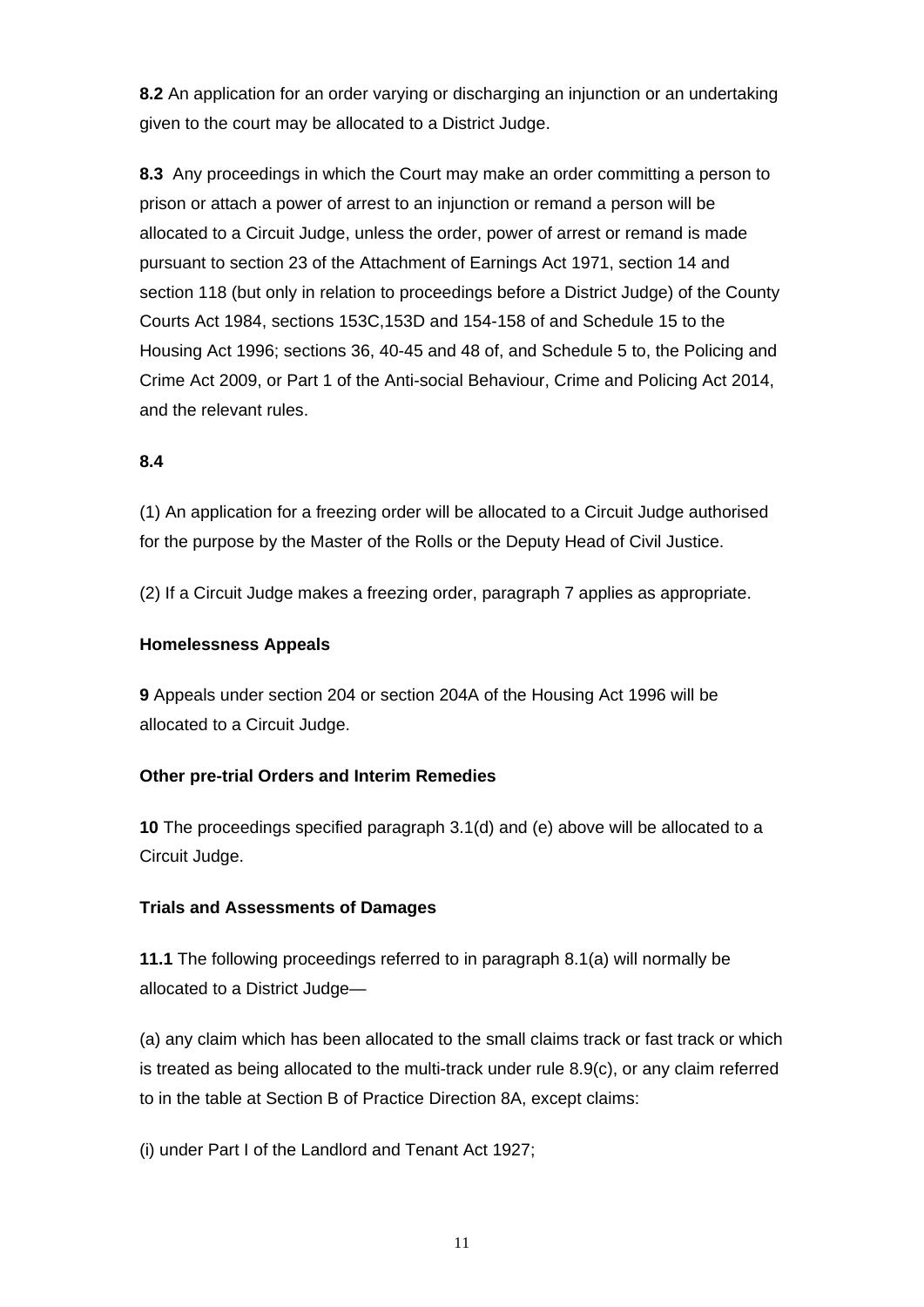**8.2** An application for an order varying or discharging an injunction or an undertaking given to the court may be allocated to a District Judge.

**8.3** Any proceedings in which the Court may make an order committing a person to prison or attach a power of arrest to an injunction or remand a person will be allocated to a Circuit Judge, unless the order, power of arrest or remand is made pursuant to section 23 of the Attachment of Earnings Act 1971, section 14 and section 118 (but only in relation to proceedings before a District Judge) of the County Courts Act 1984, sections 153C,153D and 154-158 of and Schedule 15 to the Housing Act 1996; sections 36, 40-45 and 48 of, and Schedule 5 to, the Policing and Crime Act 2009, or Part 1 of the Anti-social Behaviour, Crime and Policing Act 2014, and the relevant rules.

**8.4**

(1) An application for a freezing order will be allocated to a Circuit Judge authorised for the purpose by the Master of the Rolls or the Deputy Head of Civil Justice.

(2) If a Circuit Judge makes a freezing order, paragraph 7 applies as appropriate.

**Homelessness Appeals**

**9** Appeals under section 204 or section 204A of the Housing Act 1996 will be allocated to a Circuit Judge.

**Other pre-trial Orders and Interim Remedies**

**10** The proceedings specified paragraph 3.1(d) and (e) above will be allocated to a Circuit Judge.

**Trials and Assessments of Damages**

**11.1** The following proceedings referred to in paragraph 8.1(a) will normally be allocated to a District Judge—

(a) any claim which has been allocated to the small claims track or fast track or which is treated as being allocated to the multi-track under rule 8.9(c), or any claim referred to in the table at Section B of Practice Direction 8A, except claims:

(i) under Part I of the Landlord and Tenant Act 1927;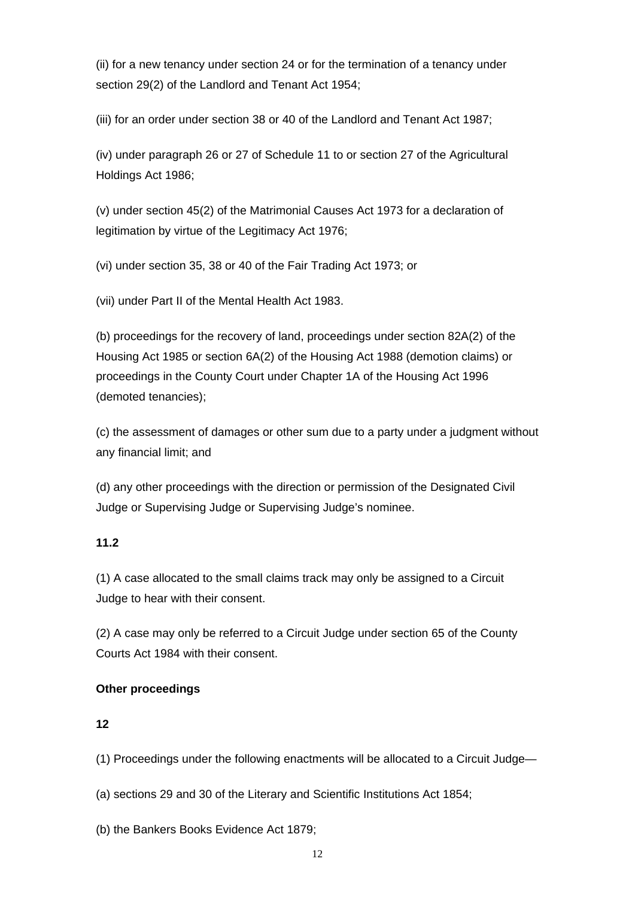(ii) for a new tenancy under section 24 or for the termination of a tenancy under section 29(2) of the Landlord and Tenant Act 1954;

(iii) for an order under section 38 or 40 of the Landlord and Tenant Act 1987;

(iv) under paragraph 26 or 27 of Schedule 11 to or section 27 of the Agricultural Holdings Act 1986;

(v) under section 45(2) of the Matrimonial Causes Act 1973 for a declaration of legitimation by virtue of the Legitimacy Act 1976;

(vi) under section 35, 38 or 40 of the Fair Trading Act 1973; or

(vii) under Part II of the Mental Health Act 1983.

(b) proceedings for the recovery of land, proceedings under section 82A(2) of the Housing Act 1985 or section 6A(2) of the Housing Act 1988 (demotion claims) or proceedings in the County Court under Chapter 1A of the Housing Act 1996 (demoted tenancies);

(c) the assessment of damages or other sum due to a party under a judgment without any financial limit; and

(d) any other proceedings with the direction or permission of the Designated Civil Judge or Supervising Judge or Supervising Judge's nominee.

**11.2**

(1) A case allocated to the small claims track may only be assigned to a Circuit Judge to hear with their consent.

(2) A case may only be referred to a Circuit Judge under section 65 of the County Courts Act 1984 with their consent.

**Other proceedings**

**12**

(1) Proceedings under the following enactments will be allocated to a Circuit Judge—

(a) sections 29 and 30 of the Literary and Scientific Institutions Act 1854;

(b) the Bankers Books Evidence Act 1879;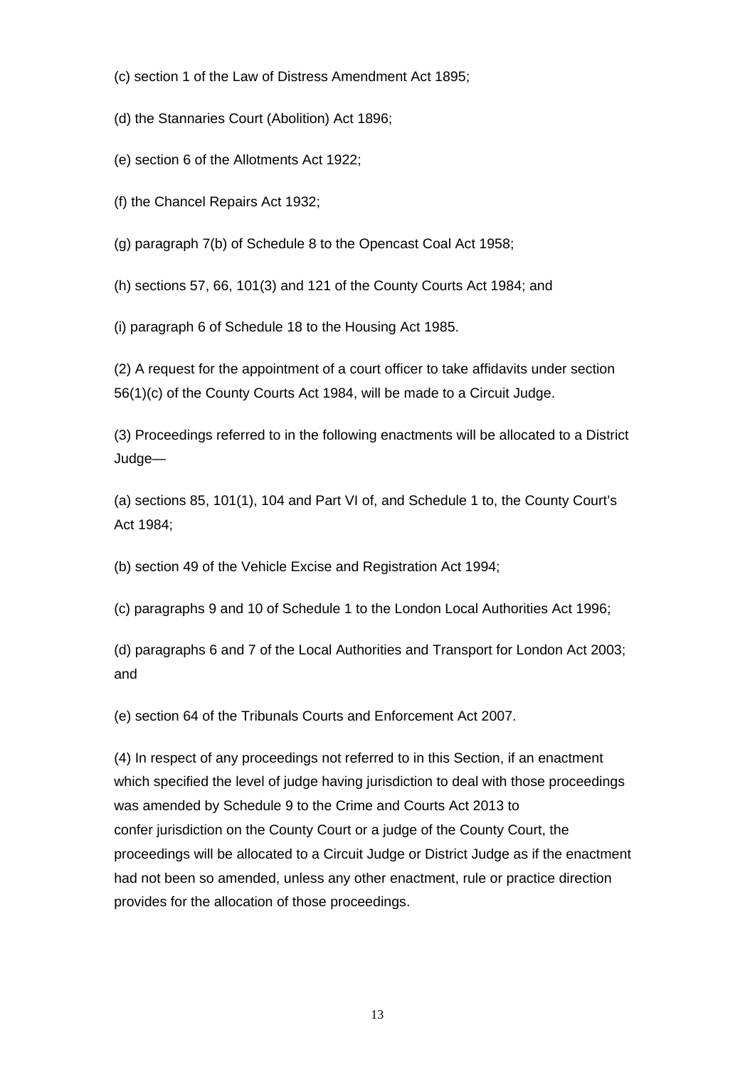(c) section 1 of the Law of Distress Amendment Act 1895;

(d) the Stannaries Court (Abolition) Act 1896;

(e) section 6 of the Allotments Act 1922;

(f) the Chancel Repairs Act 1932;

(g) paragraph 7(b) of Schedule 8 to the Opencast Coal Act 1958;

(h) sections 57, 66, 101(3) and 121 of the County Courts Act 1984; and

(i) paragraph 6 of Schedule 18 to the Housing Act 1985.

(2) A request for the appointment of a court officer to take affidavits under section 56(1)(c) of the County Courts Act 1984, will be made to a Circuit Judge.

(3) Proceedings referred to in the following enactments will be allocated to a District Judge—

(a) sections 85, 101(1), 104 and Part VI of, and Schedule 1 to, the County Court's Act 1984;

(b) section 49 of the Vehicle Excise and Registration Act 1994;

(c) paragraphs 9 and 10 of Schedule 1 to the London Local Authorities Act 1996;

(d) paragraphs 6 and 7 of the Local Authorities and Transport for London Act 2003; and

(e) section 64 of the Tribunals Courts and Enforcement Act 2007.

(4) In respect of any proceedings not referred to in this Section, if an enactment which specified the level of judge having jurisdiction to deal with those proceedings was amended by Schedule 9 to the Crime and Courts Act 2013 to confer jurisdiction on the County Court or a judge of the County Court, the proceedings will be allocated to a Circuit Judge or District Judge as if the enactment had not been so amended, unless any other enactment, rule or practice direction provides for the allocation of those proceedings.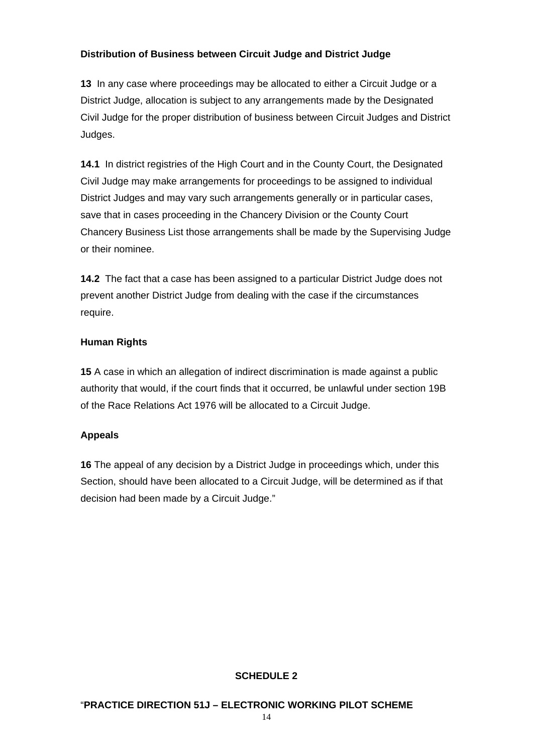**Distribution of Business between Circuit Judge and District Judge**

**13** In any case where proceedings may be allocated to either a Circuit Judge or a District Judge, allocation is subject to any arrangements made by the Designated Civil Judge for the proper distribution of business between Circuit Judges and District Judges.

**14.1** In district registries of the High Court and in the County Court, the Designated Civil Judge may make arrangements for proceedings to be assigned to individual District Judges and may vary such arrangements generally or in particular cases, save that in cases proceeding in the Chancery Division or the County Court Chancery Business List those arrangements shall be made by the Supervising Judge or their nominee.

**14.2** The fact that a case has been assigned to a particular District Judge does not prevent another District Judge from dealing with the case if the circumstances require.

**Human Rights**

**15** A case in which an allegation of indirect discrimination is made against a public authority that would, if the court finds that it occurred, be unlawful under section 19B of the Race Relations Act 1976 will be allocated to a Circuit Judge.

**Appeals**

**16** The appeal of any decision by a District Judge in proceedings which, under this Section, should have been allocated to a Circuit Judge, will be determined as if that decision had been made by a Circuit Judge."

**SCHEDULE 2**

"**PRACTICE DIRECTION 51J – ELECTRONIC WORKING PILOT SCHEME**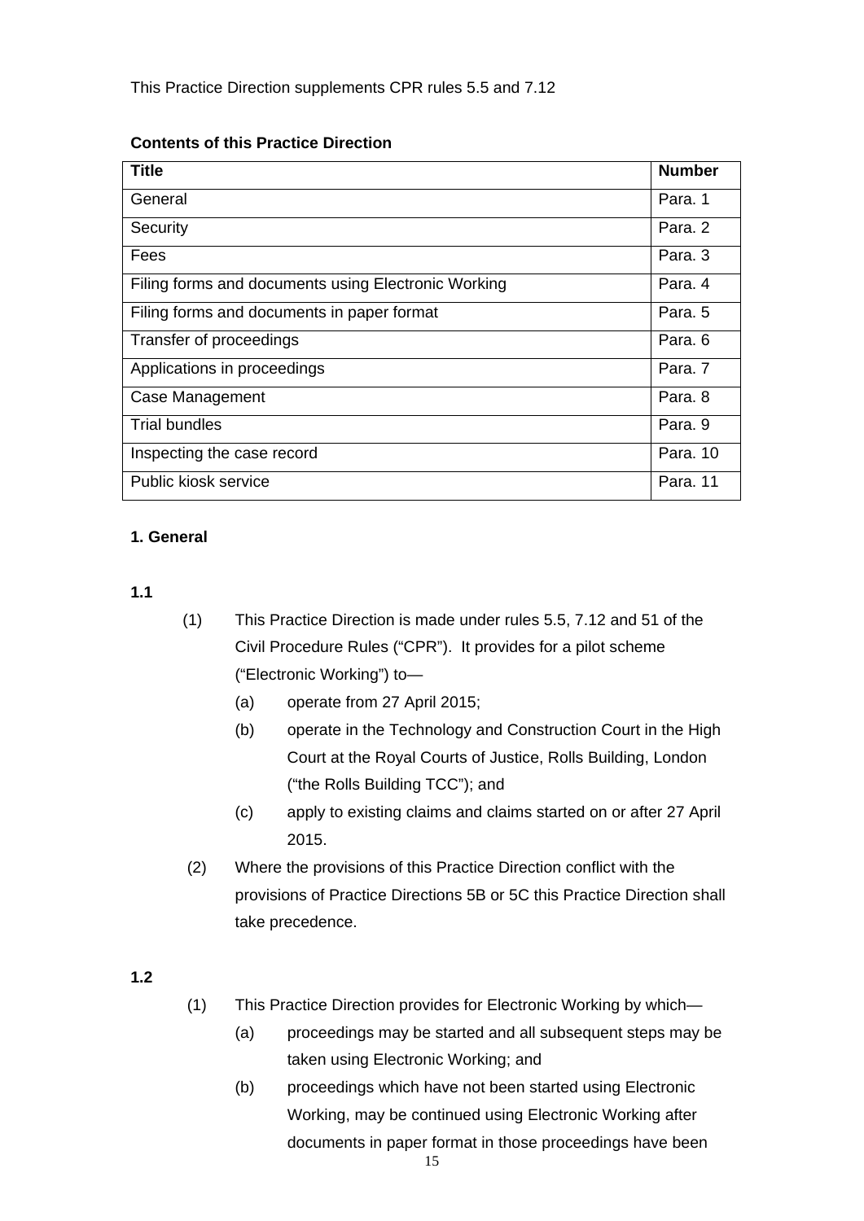This Practice Direction supplements CPR rules 5.5 and 7.12

**Contents of this Practice Direction**

| Title | Number |
| --- | --- |
| General | Para. 1 |
| Security | Para. 2 |
| Fees | Para. 3 |
| Filing forms and documents using Electronic Working | Para. 4 |
| Filing forms and documents in paper format | Para. 5 |
| Transfer of proceedings | Para. 6 |
| Applications in proceedings | Para. 7 |
| Case Management | Para. 8 |
| Trial bundles | Para. 9 |
| Inspecting the case record | Para. 10 |
| Public kiosk service | Para. 11 |

**1. General**

**1.1**

(1) This Practice Direction is made under rules 5.5, 7.12 and 51 of the Civil Procedure Rules ("CPR"). It provides for a pilot scheme ("Electronic Working") to—

- (a) operate from 27 April 2015;
- (b) operate in the Technology and Construction Court in the High Court at the Royal Courts of Justice, Rolls Building, London ("the Rolls Building TCC"); and
- (c) apply to existing claims and claims started on or after 27 April 2015.

(2) Where the provisions of this Practice Direction conflict with the provisions of Practice Directions 5B or 5C this Practice Direction shall take precedence.

**1.2**

(1) This Practice Direction provides for Electronic Working by which—

- (a) proceedings may be started and all subsequent steps may be taken using Electronic Working; and
- (b) proceedings which have not been started using Electronic Working, may be continued using Electronic Working after documents in paper format in those proceedings have been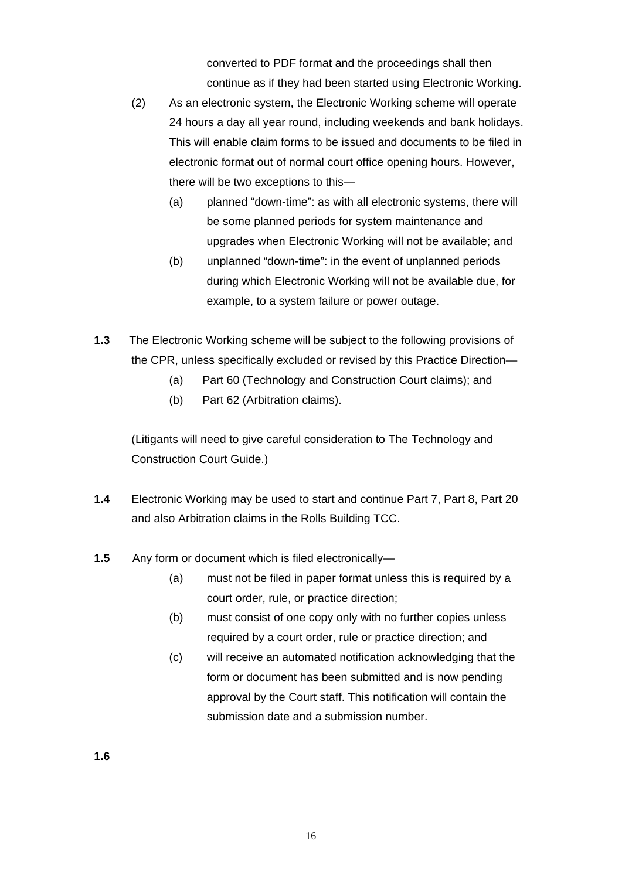converted to PDF format and the proceedings shall then continue as if they had been started using Electronic Working.

(2) As an electronic system, the Electronic Working scheme will operate 24 hours a day all year round, including weekends and bank holidays. This will enable claim forms to be issued and documents to be filed in electronic format out of normal court office opening hours. However, there will be two exceptions to this—

(a) planned "down-time": as with all electronic systems, there will be some planned periods for system maintenance and upgrades when Electronic Working will not be available; and

(b) unplanned "down-time": in the event of unplanned periods during which Electronic Working will not be available due, for example, to a system failure or power outage.

**1.3** The Electronic Working scheme will be subject to the following provisions of the CPR, unless specifically excluded or revised by this Practice Direction—

(a) Part 60 (Technology and Construction Court claims); and

(b) Part 62 (Arbitration claims).

(Litigants will need to give careful consideration to The Technology and Construction Court Guide.)

**1.4** Electronic Working may be used to start and continue Part 7, Part 8, Part 20 and also Arbitration claims in the Rolls Building TCC.

**1.5** Any form or document which is filed electronically—

(a) must not be filed in paper format unless this is required by a court order, rule, or practice direction;

(b) must consist of one copy only with no further copies unless required by a court order, rule or practice direction; and

(c) will receive an automated notification acknowledging that the form or document has been submitted and is now pending approval by the Court staff. This notification will contain the submission date and a submission number.

**1.6**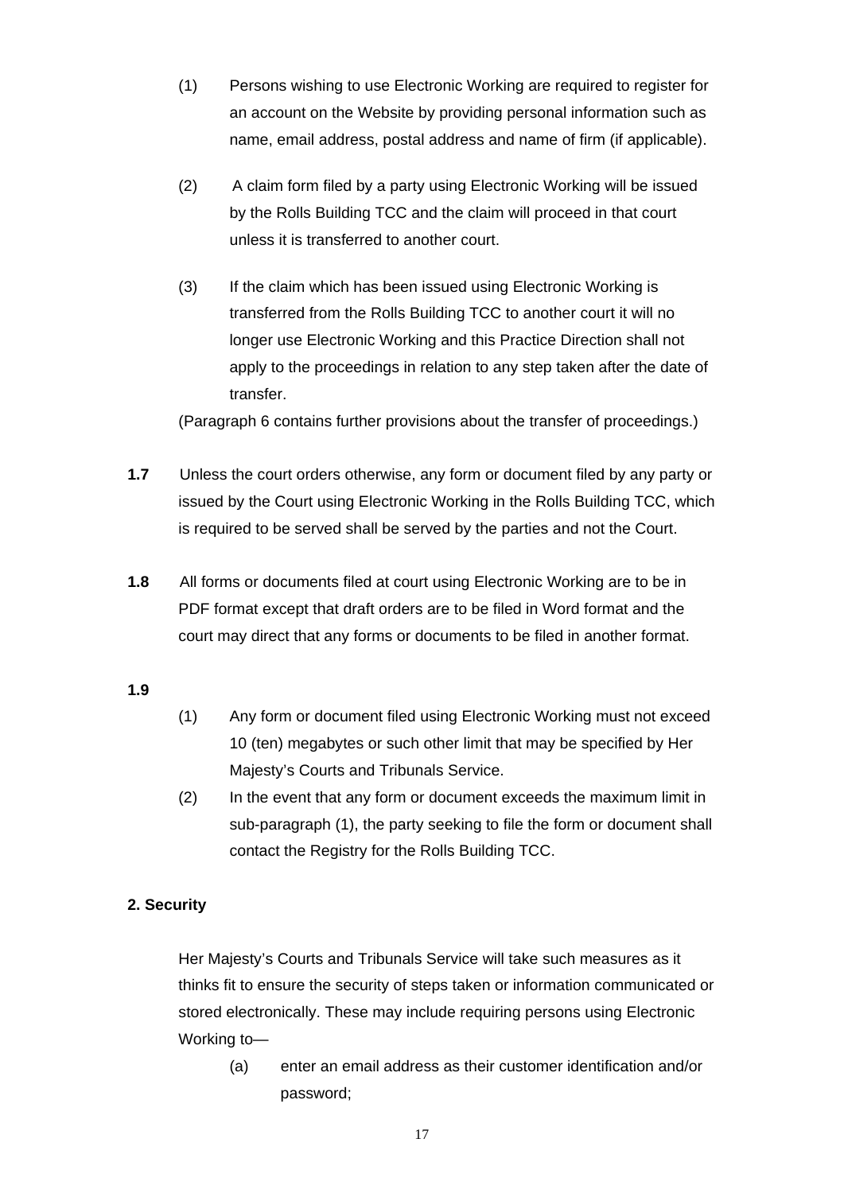(1) Persons wishing to use Electronic Working are required to register for an account on the Website by providing personal information such as name, email address, postal address and name of firm (if applicable).

(2) A claim form filed by a party using Electronic Working will be issued by the Rolls Building TCC and the claim will proceed in that court unless it is transferred to another court.

(3) If the claim which has been issued using Electronic Working is transferred from the Rolls Building TCC to another court it will no longer use Electronic Working and this Practice Direction shall not apply to the proceedings in relation to any step taken after the date of transfer.

(Paragraph 6 contains further provisions about the transfer of proceedings.)

**1.7** Unless the court orders otherwise, any form or document filed by any party or issued by the Court using Electronic Working in the Rolls Building TCC, which is required to be served shall be served by the parties and not the Court.

**1.8** All forms or documents filed at court using Electronic Working are to be in PDF format except that draft orders are to be filed in Word format and the court may direct that any forms or documents to be filed in another format.

**1.9**

(1) Any form or document filed using Electronic Working must not exceed 10 (ten) megabytes or such other limit that may be specified by Her Majesty's Courts and Tribunals Service.

(2) In the event that any form or document exceeds the maximum limit in sub-paragraph (1), the party seeking to file the form or document shall contact the Registry for the Rolls Building TCC.

**2. Security**

Her Majesty's Courts and Tribunals Service will take such measures as it thinks fit to ensure the security of steps taken or information communicated or stored electronically. These may include requiring persons using Electronic Working to—

(a) enter an email address as their customer identification and/or password;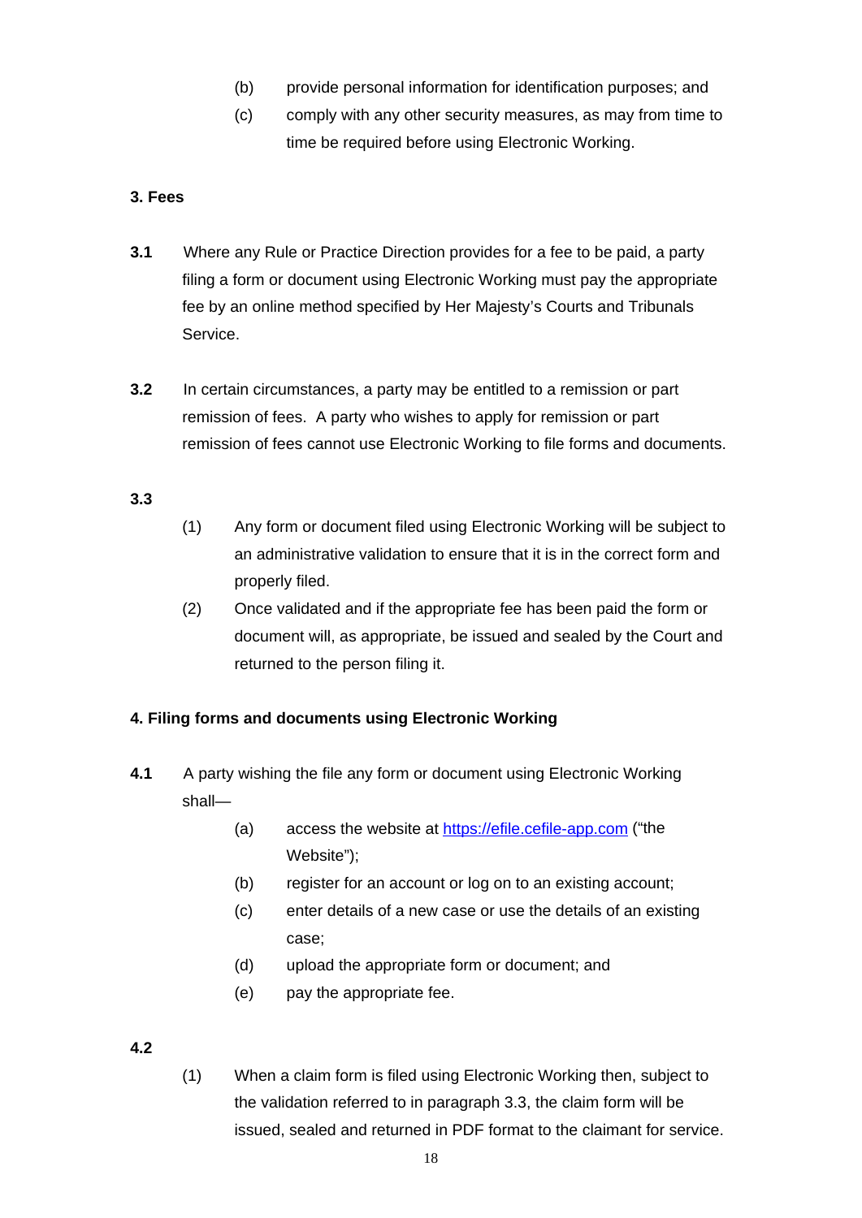(b) provide personal information for identification purposes; and

(c) comply with any other security measures, as may from time to time be required before using Electronic Working.

### 3. Fees

**3.1** Where any Rule or Practice Direction provides for a fee to be paid, a party filing a form or document using Electronic Working must pay the appropriate fee by an online method specified by Her Majesty's Courts and Tribunals Service.

**3.2** In certain circumstances, a party may be entitled to a remission or part remission of fees. A party who wishes to apply for remission or part remission of fees cannot use Electronic Working to file forms and documents.

**3.3**

(1) Any form or document filed using Electronic Working will be subject to an administrative validation to ensure that it is in the correct form and properly filed.

(2) Once validated and if the appropriate fee has been paid the form or document will, as appropriate, be issued and sealed by the Court and returned to the person filing it.

### 4. Filing forms and documents using Electronic Working

**4.1** A party wishing the file any form or document using Electronic Working shall—

(a) access the website at [https://efile.cefile-app.com](https://efile.cefile-app.com) ("the Website");

(b) register for an account or log on to an existing account;

(c) enter details of a new case or use the details of an existing case;

(d) upload the appropriate form or document; and

(e) pay the appropriate fee.

**4.2**

(1) When a claim form is filed using Electronic Working then, subject to the validation referred to in paragraph 3.3, the claim form will be issued, sealed and returned in PDF format to the claimant for service.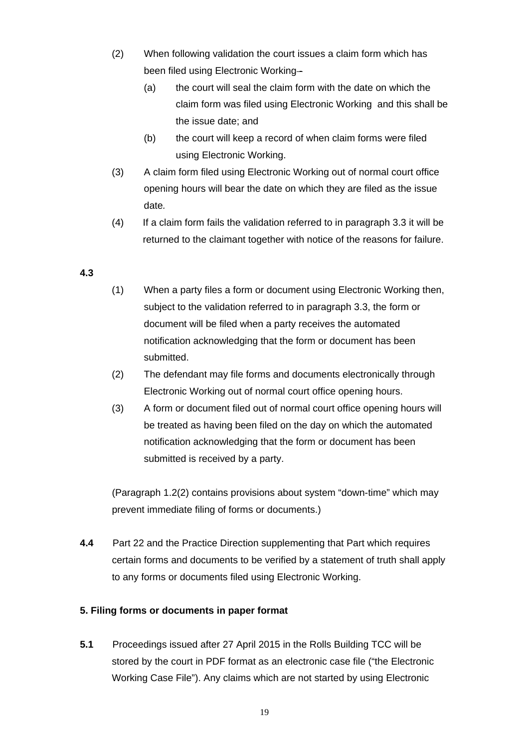(2) When following validation the court issues a claim form which has been filed using Electronic Working–

(a) the court will seal the claim form with the date on which the claim form was filed using Electronic Working and this shall be the issue date; and

(b) the court will keep a record of when claim forms were filed using Electronic Working.

(3) A claim form filed using Electronic Working out of normal court office opening hours will bear the date on which they are filed as the issue date.

(4) If a claim form fails the validation referred to in paragraph 3.3 it will be returned to the claimant together with notice of the reasons for failure.

**4.3**

(1) When a party files a form or document using Electronic Working then, subject to the validation referred to in paragraph 3.3, the form or document will be filed when a party receives the automated notification acknowledging that the form or document has been submitted.

(2) The defendant may file forms and documents electronically through Electronic Working out of normal court office opening hours.

(3) A form or document filed out of normal court office opening hours will be treated as having been filed on the day on which the automated notification acknowledging that the form or document has been submitted is received by a party.

(Paragraph 1.2(2) contains provisions about system "down-time" which may prevent immediate filing of forms or documents.)

**4.4** Part 22 and the Practice Direction supplementing that Part which requires certain forms and documents to be verified by a statement of truth shall apply to any forms or documents filed using Electronic Working.

**5. Filing forms or documents in paper format**

**5.1** Proceedings issued after 27 April 2015 in the Rolls Building TCC will be stored by the court in PDF format as an electronic case file ("the Electronic Working Case File"). Any claims which are not started by using Electronic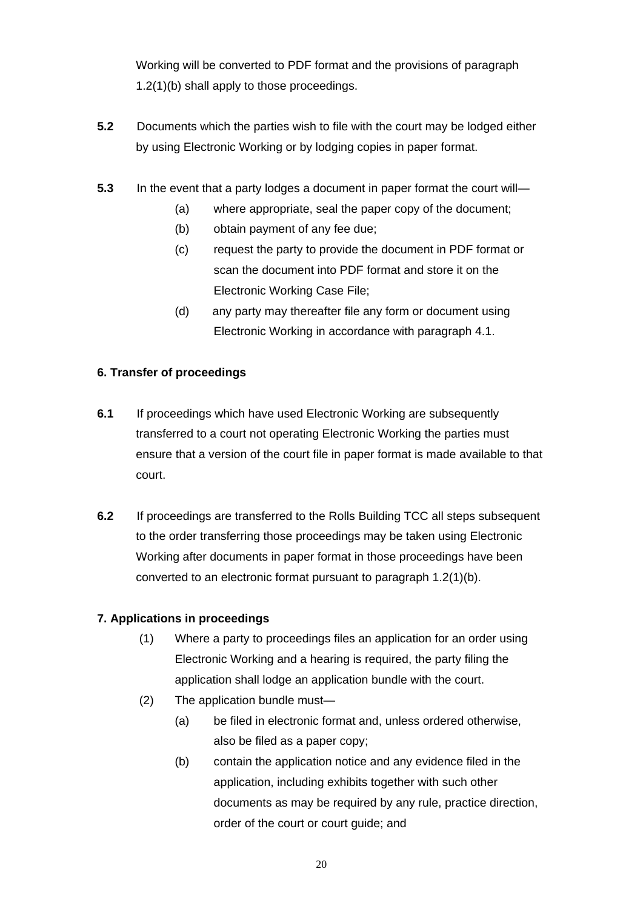Working will be converted to PDF format and the provisions of paragraph 1.2(1)(b) shall apply to those proceedings.

**5.2** Documents which the parties wish to file with the court may be lodged either by using Electronic Working or by lodging copies in paper format.

**5.3** In the event that a party lodges a document in paper format the court will—

- (a) where appropriate, seal the paper copy of the document;
- (b) obtain payment of any fee due;
- (c) request the party to provide the document in PDF format or scan the document into PDF format and store it on the Electronic Working Case File;
- (d) any party may thereafter file any form or document using Electronic Working in accordance with paragraph 4.1.

**6. Transfer of proceedings**

**6.1** If proceedings which have used Electronic Working are subsequently transferred to a court not operating Electronic Working the parties must ensure that a version of the court file in paper format is made available to that court.

**6.2** If proceedings are transferred to the Rolls Building TCC all steps subsequent to the order transferring those proceedings may be taken using Electronic Working after documents in paper format in those proceedings have been converted to an electronic format pursuant to paragraph 1.2(1)(b).

**7. Applications in proceedings**

(1) Where a party to proceedings files an application for an order using Electronic Working and a hearing is required, the party filing the application shall lodge an application bundle with the court.

(2) The application bundle must—

- (a) be filed in electronic format and, unless ordered otherwise, also be filed as a paper copy;
- (b) contain the application notice and any evidence filed in the application, including exhibits together with such other documents as may be required by any rule, practice direction, order of the court or court guide; and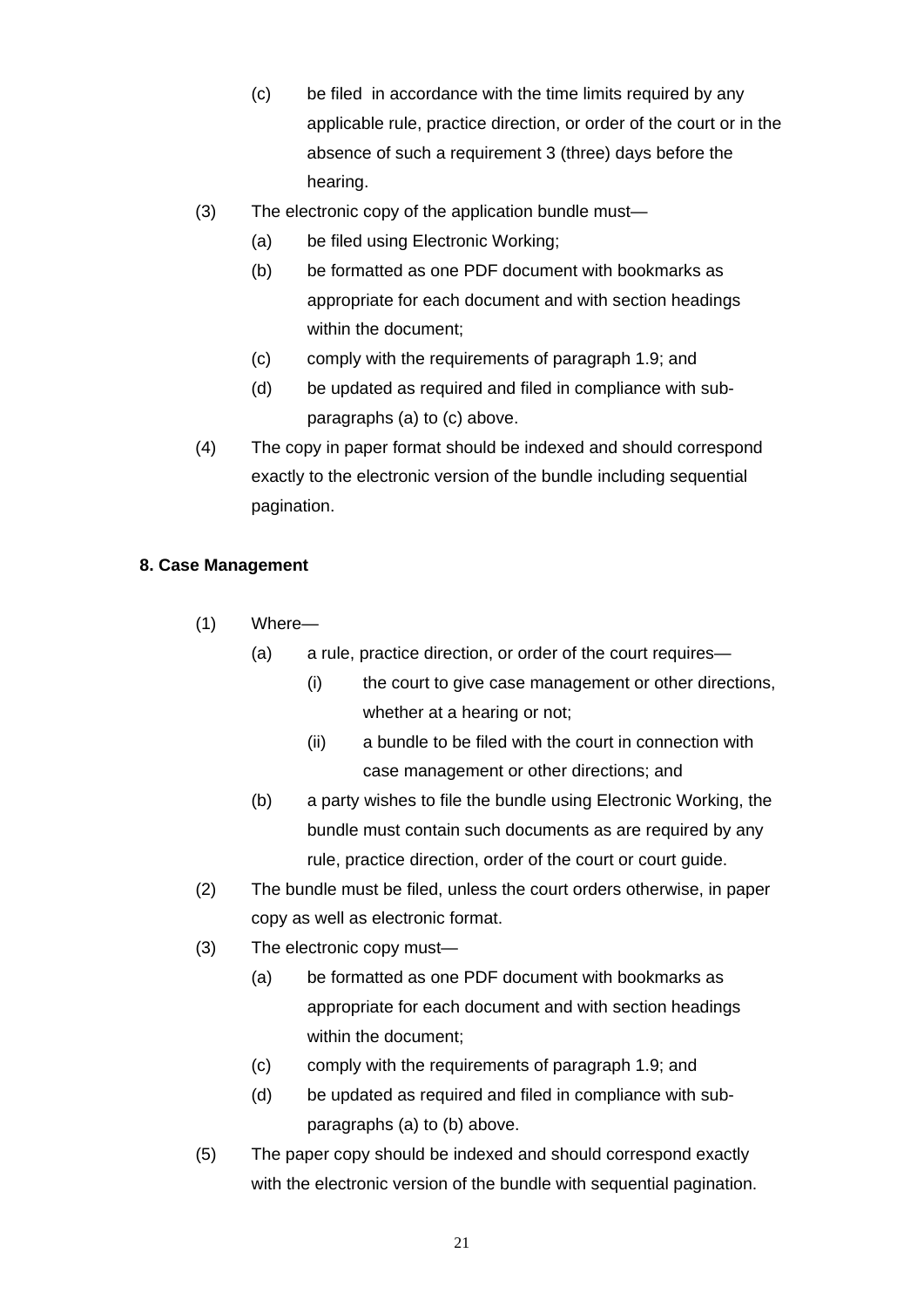(c) be filed  in accordance with the time limits required by any applicable rule, practice direction, or order of the court or in the absence of such a requirement 3 (three) days before the hearing.

(3) The electronic copy of the application bundle must—

(a) be filed using Electronic Working;

(b) be formatted as one PDF document with bookmarks as appropriate for each document and with section headings within the document;

(c) comply with the requirements of paragraph 1.9; and

(d) be updated as required and filed in compliance with sub-paragraphs (a) to (c) above.

(4) The copy in paper format should be indexed and should correspond exactly to the electronic version of the bundle including sequential pagination.

**8. Case Management**

(1) Where—

(a) a rule, practice direction, or order of the court requires—

(i) the court to give case management or other directions, whether at a hearing or not;

(ii) a bundle to be filed with the court in connection with case management or other directions; and

(b) a party wishes to file the bundle using Electronic Working, the bundle must contain such documents as are required by any rule, practice direction, order of the court or court guide.

(2) The bundle must be filed, unless the court orders otherwise, in paper copy as well as electronic format.

(3) The electronic copy must—

(a) be formatted as one PDF document with bookmarks as appropriate for each document and with section headings within the document;

(c) comply with the requirements of paragraph 1.9; and

(d) be updated as required and filed in compliance with sub-paragraphs (a) to (b) above.

(5) The paper copy should be indexed and should correspond exactly with the electronic version of the bundle with sequential pagination.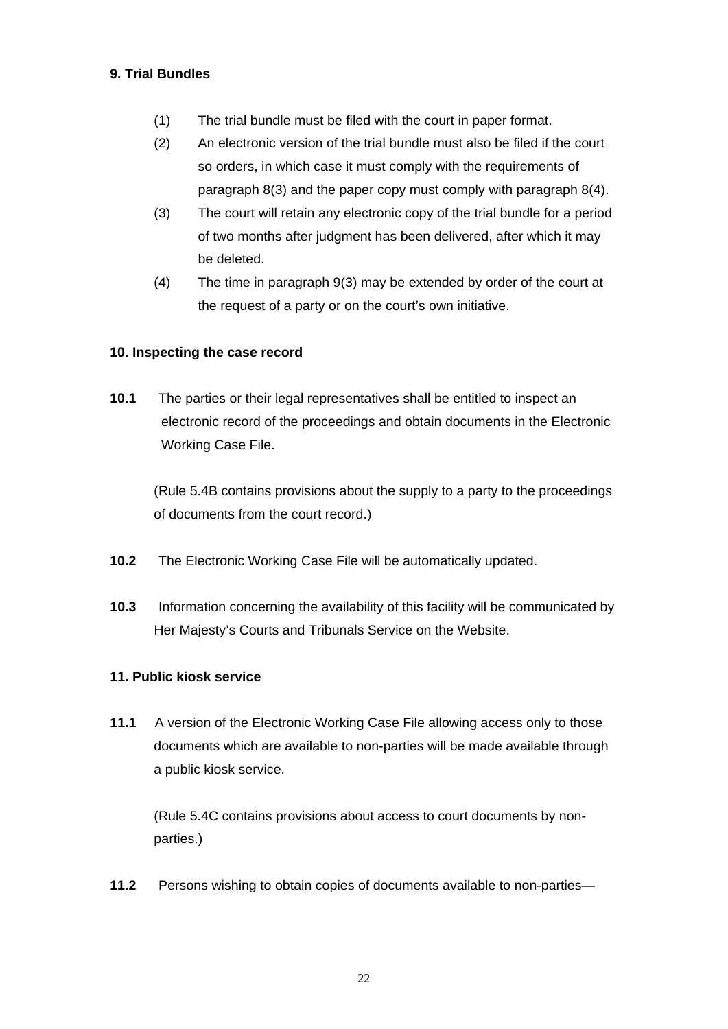**9. Trial Bundles**

(1) The trial bundle must be filed with the court in paper format.

(2) An electronic version of the trial bundle must also be filed if the court so orders, in which case it must comply with the requirements of paragraph 8(3) and the paper copy must comply with paragraph 8(4).

(3) The court will retain any electronic copy of the trial bundle for a period of two months after judgment has been delivered, after which it may be deleted.

(4) The time in paragraph 9(3) may be extended by order of the court at the request of a party or on the court's own initiative.

**10. Inspecting the case record**

**10.1** The parties or their legal representatives shall be entitled to inspect an electronic record of the proceedings and obtain documents in the Electronic Working Case File.

(Rule 5.4B contains provisions about the supply to a party to the proceedings of documents from the court record.)

**10.2** The Electronic Working Case File will be automatically updated.

**10.3** Information concerning the availability of this facility will be communicated by Her Majesty's Courts and Tribunals Service on the Website.

**11. Public kiosk service**

**11.1** A version of the Electronic Working Case File allowing access only to those documents which are available to non-parties will be made available through a public kiosk service.

(Rule 5.4C contains provisions about access to court documents by non-parties.)

**11.2** Persons wishing to obtain copies of documents available to non-parties—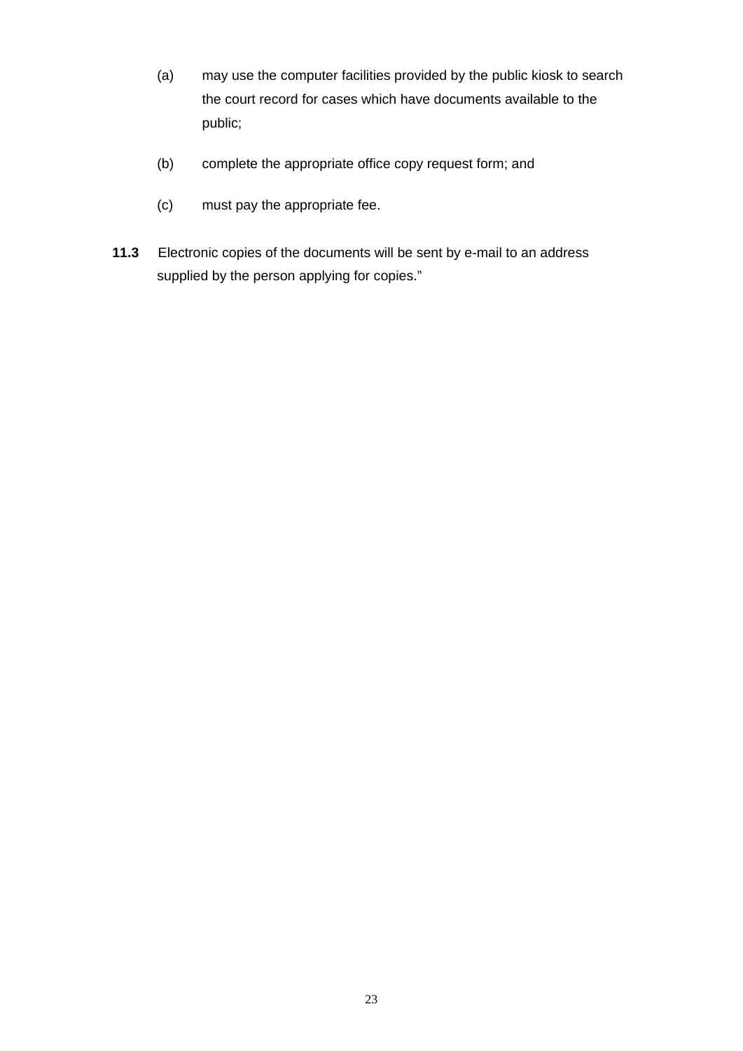(a) may use the computer facilities provided by the public kiosk to search the court record for cases which have documents available to the public;

(b) complete the appropriate office copy request form; and

(c) must pay the appropriate fee.

**11.3** Electronic copies of the documents will be sent by e-mail to an address supplied by the person applying for copies."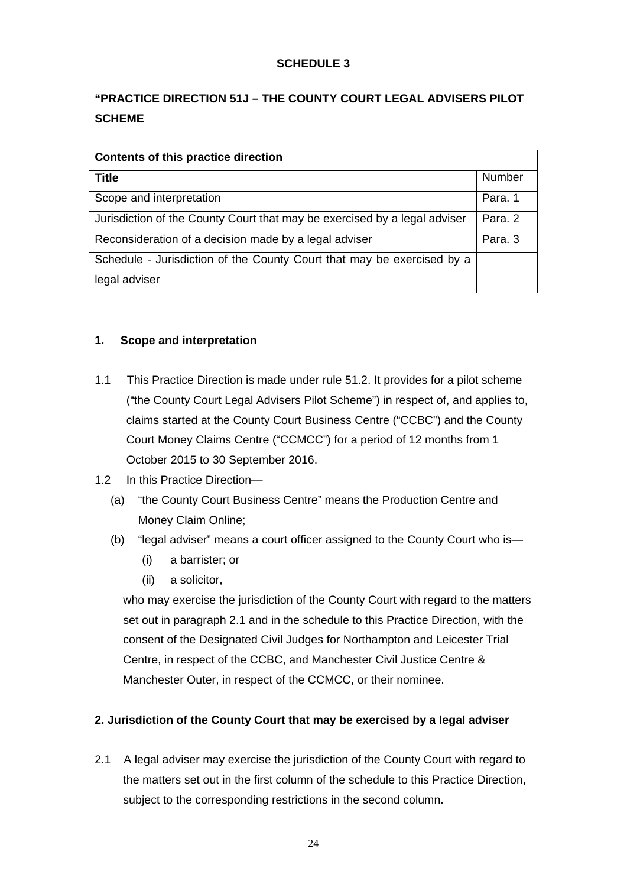**SCHEDULE 3**

**"PRACTICE DIRECTION 51J – THE COUNTY COURT LEGAL ADVISERS PILOT SCHEME**

| **Contents of this practice direction** | |
|---|---|
| **Title** | Number |
| Scope and interpretation | Para. 1 |
| Jurisdiction of the County Court that may be exercised by a legal adviser | Para. 2 |
| Reconsideration of a decision made by a legal adviser | Para. 3 |
| Schedule - Jurisdiction of the County Court that may be exercised by a legal adviser | |

**1. Scope and interpretation**

1.1 This Practice Direction is made under rule 51.2. It provides for a pilot scheme ("the County Court Legal Advisers Pilot Scheme") in respect of, and applies to, claims started at the County Court Business Centre ("CCBC") and the County Court Money Claims Centre ("CCMCC") for a period of 12 months from 1 October 2015 to 30 September 2016.

1.2 In this Practice Direction—

(a) "the County Court Business Centre" means the Production Centre and Money Claim Online;

(b) "legal adviser" means a court officer assigned to the County Court who is—

(i) a barrister; or

(ii) a solicitor,

who may exercise the jurisdiction of the County Court with regard to the matters set out in paragraph 2.1 and in the schedule to this Practice Direction, with the consent of the Designated Civil Judges for Northampton and Leicester Trial Centre, in respect of the CCBC, and Manchester Civil Justice Centre & Manchester Outer, in respect of the CCMCC, or their nominee.

**2. Jurisdiction of the County Court that may be exercised by a legal adviser**

2.1 A legal adviser may exercise the jurisdiction of the County Court with regard to the matters set out in the first column of the schedule to this Practice Direction, subject to the corresponding restrictions in the second column.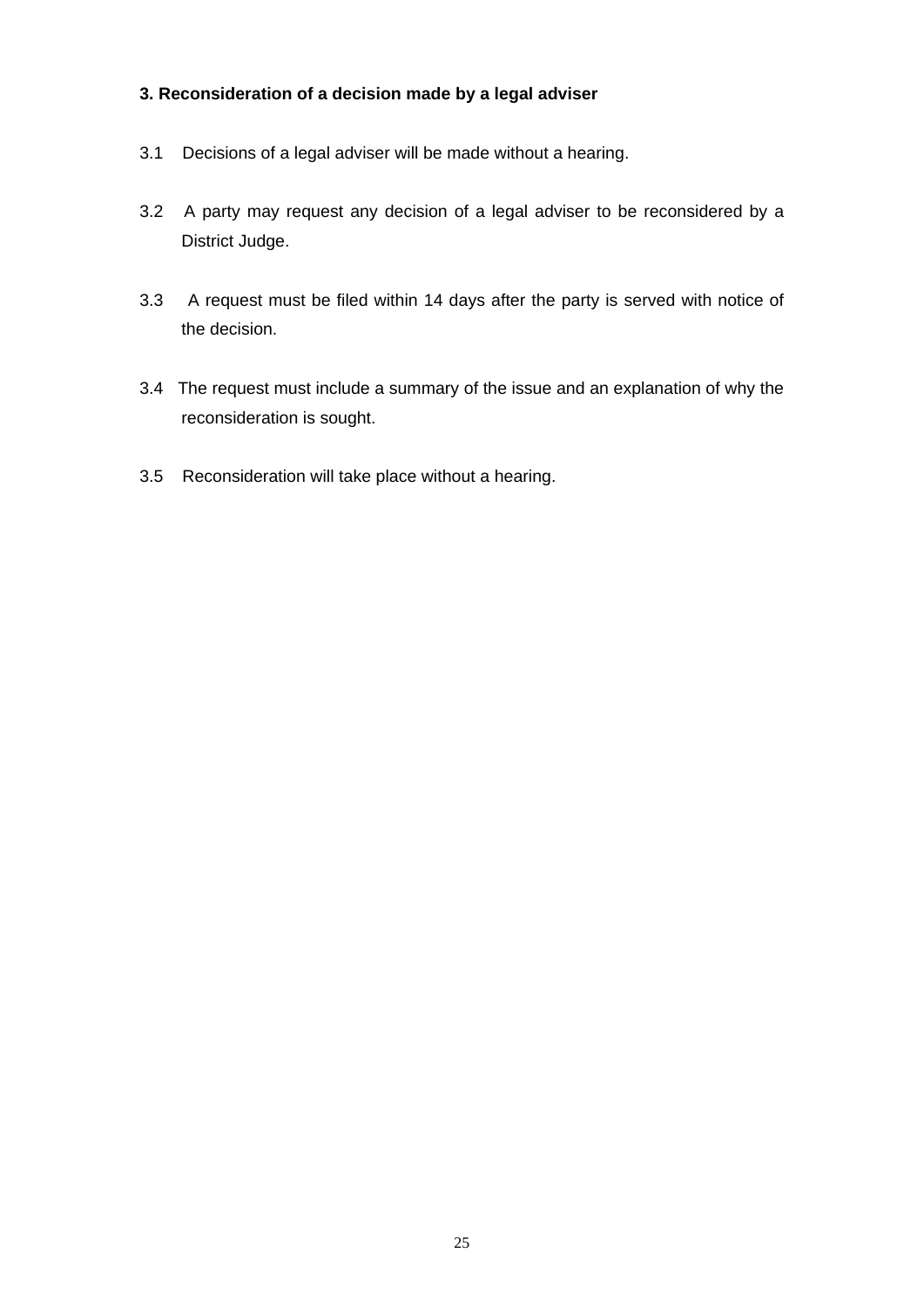### 3. Reconsideration of a decision made by a legal adviser

3.1 Decisions of a legal adviser will be made without a hearing.

3.2 A party may request any decision of a legal adviser to be reconsidered by a District Judge.

3.3 A request must be filed within 14 days after the party is served with notice of the decision.

3.4 The request must include a summary of the issue and an explanation of why the reconsideration is sought.

3.5 Reconsideration will take place without a hearing.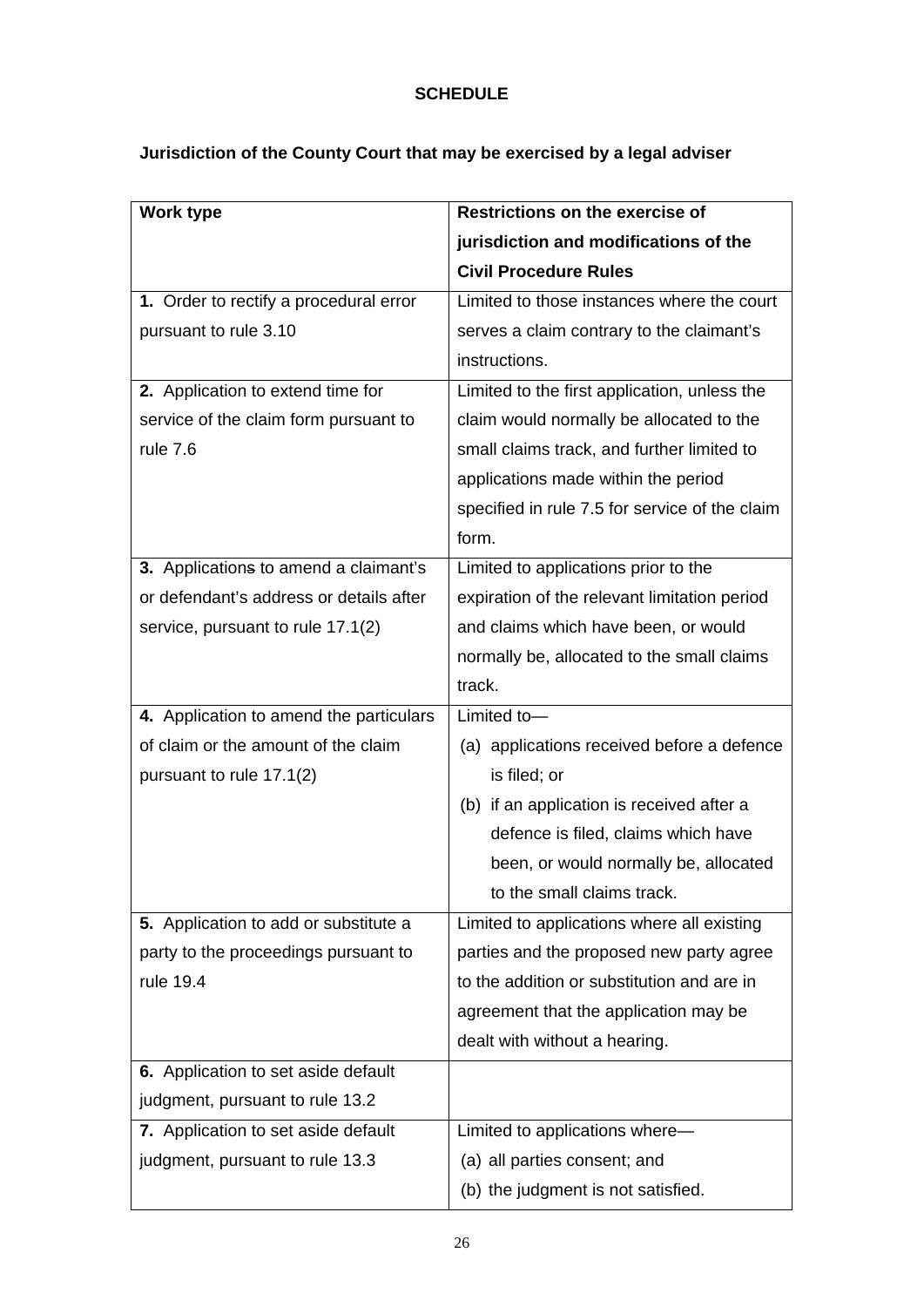**SCHEDULE**

**Jurisdiction of the County Court that may be exercised by a legal adviser**

| Work type | Restrictions on the exercise of jurisdiction and modifications of the Civil Procedure Rules |
|---|---|
| **1.** Order to rectify a procedural error pursuant to rule 3.10 | Limited to those instances where the court serves a claim contrary to the claimant's instructions. |
| **2.** Application to extend time for service of the claim form pursuant to rule 7.6 | Limited to the first application, unless the claim would normally be allocated to the small claims track, and further limited to applications made within the period specified in rule 7.5 for service of the claim form. |
| **3.** Applications to amend a claimant's or defendant's address or details after service, pursuant to rule 17.1(2) | Limited to applications prior to the expiration of the relevant limitation period and claims which have been, or would normally be, allocated to the small claims track. |
| **4.** Application to amend the particulars of claim or the amount of the claim pursuant to rule 17.1(2) | Limited to— (a) applications received before a defence is filed; or (b) if an application is received after a defence is filed, claims which have been, or would normally be, allocated to the small claims track. |
| **5.** Application to add or substitute a party to the proceedings pursuant to rule 19.4 | Limited to applications where all existing parties and the proposed new party agree to the addition or substitution and are in agreement that the application may be dealt with without a hearing. |
| **6.** Application to set aside default judgment, pursuant to rule 13.2 | |
| **7.** Application to set aside default judgment, pursuant to rule 13.3 | Limited to applications where— (a) all parties consent; and (b) the judgment is not satisfied. |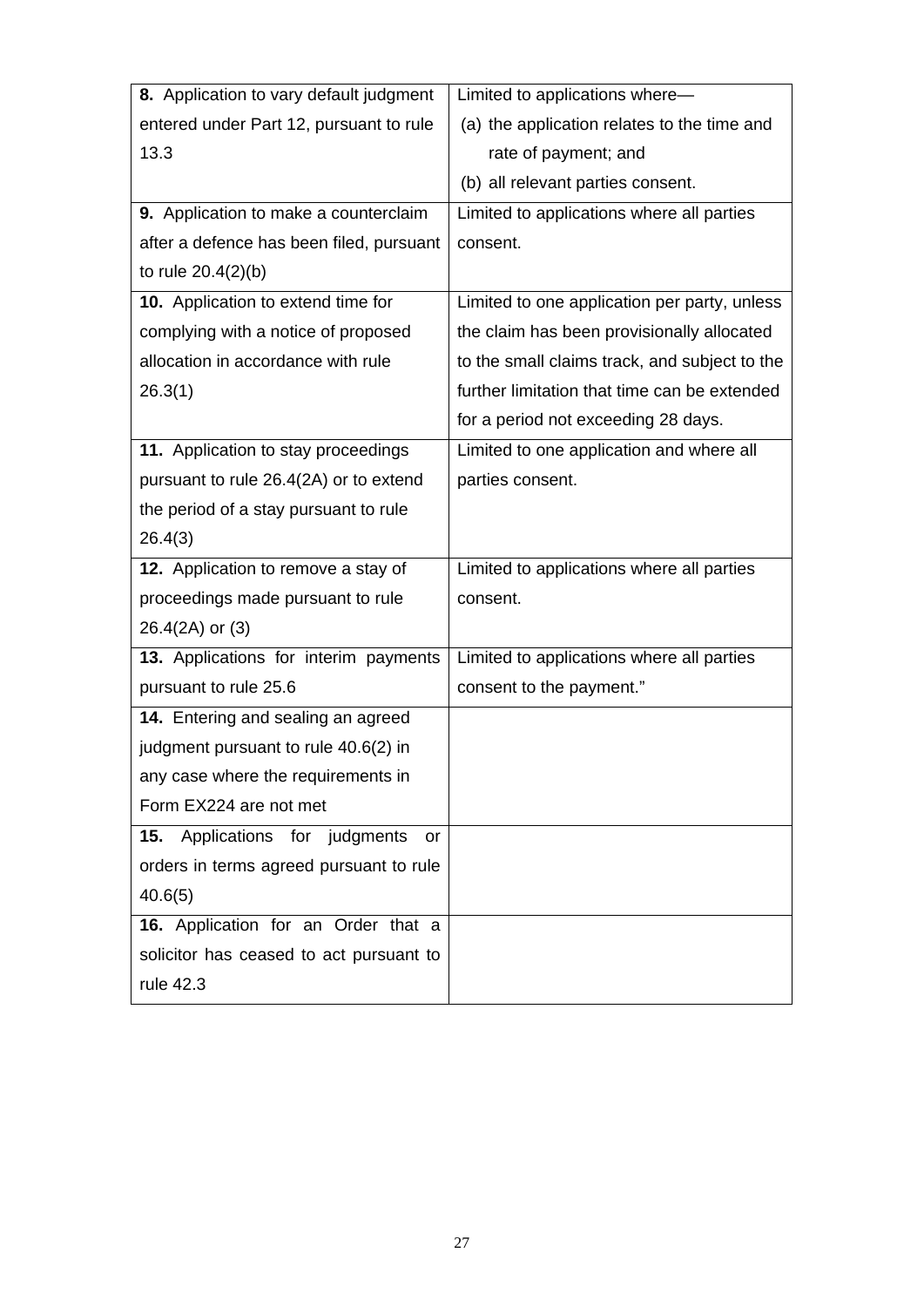| | |
|---|---|
| **8.** Application to vary default judgment entered under Part 12, pursuant to rule 13.3 | Limited to applications where—<br>(a) the application relates to the time and rate of payment; and<br>(b) all relevant parties consent. |
| **9.** Application to make a counterclaim after a defence has been filed, pursuant to rule 20.4(2)(b) | Limited to applications where all parties consent. |
| **10.** Application to extend time for complying with a notice of proposed allocation in accordance with rule 26.3(1) | Limited to one application per party, unless the claim has been provisionally allocated to the small claims track, and subject to the further limitation that time can be extended for a period not exceeding 28 days. |
| **11.** Application to stay proceedings pursuant to rule 26.4(2A) or to extend the period of a stay pursuant to rule 26.4(3) | Limited to one application and where all parties consent. |
| **12.** Application to remove a stay of proceedings made pursuant to rule 26.4(2A) or (3) | Limited to applications where all parties consent. |
| **13.** Applications for interim payments pursuant to rule 25.6 | Limited to applications where all parties consent to the payment.” |
| **14.** Entering and sealing an agreed judgment pursuant to rule 40.6(2) in any case where the requirements in Form EX224 are not met | |
| **15.** Applications for judgments or orders in terms agreed pursuant to rule 40.6(5) | |
| **16.** Application for an Order that a solicitor has ceased to act pursuant to rule 42.3 | |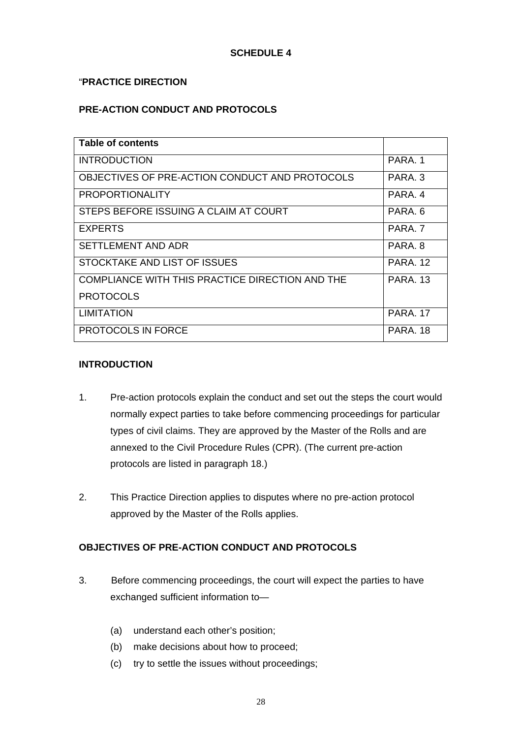**SCHEDULE 4**

"**PRACTICE DIRECTION**

**PRE-ACTION CONDUCT AND PROTOCOLS**

| **Table of contents** | |
|---|---|
| INTRODUCTION | PARA. 1 |
| OBJECTIVES OF PRE-ACTION CONDUCT AND PROTOCOLS | PARA. 3 |
| PROPORTIONALITY | PARA. 4 |
| STEPS BEFORE ISSUING A CLAIM AT COURT | PARA. 6 |
| EXPERTS | PARA. 7 |
| SETTLEMENT AND ADR | PARA. 8 |
| STOCKTAKE AND LIST OF ISSUES | PARA. 12 |
| COMPLIANCE WITH THIS PRACTICE DIRECTION AND THE PROTOCOLS | PARA. 13 |
| LIMITATION | PARA. 17 |
| PROTOCOLS IN FORCE | PARA. 18 |

**INTRODUCTION**

1. Pre-action protocols explain the conduct and set out the steps the court would normally expect parties to take before commencing proceedings for particular types of civil claims. They are approved by the Master of the Rolls and are annexed to the Civil Procedure Rules (CPR). (The current pre-action protocols are listed in paragraph 18.)

2. This Practice Direction applies to disputes where no pre-action protocol approved by the Master of the Rolls applies.

**OBJECTIVES OF PRE-ACTION CONDUCT AND PROTOCOLS**

3. Before commencing proceedings, the court will expect the parties to have exchanged sufficient information to—

   (a) understand each other's position;
   (b) make decisions about how to proceed;
   (c) try to settle the issues without proceedings;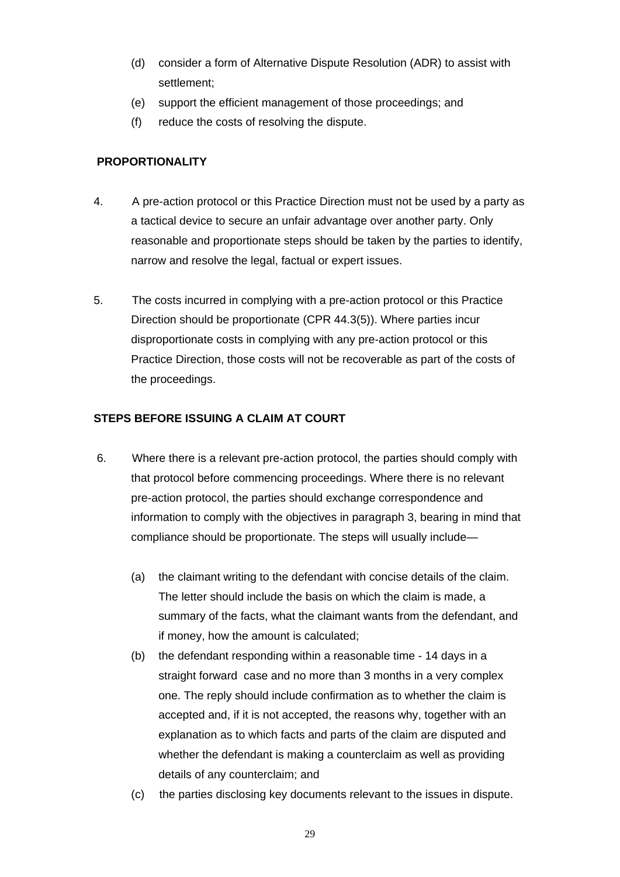(d) consider a form of Alternative Dispute Resolution (ADR) to assist with settlement;
(e) support the efficient management of those proceedings; and
(f) reduce the costs of resolving the dispute.

## PROPORTIONALITY

4. A pre-action protocol or this Practice Direction must not be used by a party as a tactical device to secure an unfair advantage over another party. Only reasonable and proportionate steps should be taken by the parties to identify, narrow and resolve the legal, factual or expert issues.

5. The costs incurred in complying with a pre-action protocol or this Practice Direction should be proportionate (CPR 44.3(5)). Where parties incur disproportionate costs in complying with any pre-action protocol or this Practice Direction, those costs will not be recoverable as part of the costs of the proceedings.

## STEPS BEFORE ISSUING A CLAIM AT COURT

6. Where there is a relevant pre-action protocol, the parties should comply with that protocol before commencing proceedings. Where there is no relevant pre-action protocol, the parties should exchange correspondence and information to comply with the objectives in paragraph 3, bearing in mind that compliance should be proportionate. The steps will usually include—

   (a) the claimant writing to the defendant with concise details of the claim. The letter should include the basis on which the claim is made, a summary of the facts, what the claimant wants from the defendant, and if money, how the amount is calculated;

   (b) the defendant responding within a reasonable time - 14 days in a straight forward case and no more than 3 months in a very complex one. The reply should include confirmation as to whether the claim is accepted and, if it is not accepted, the reasons why, together with an explanation as to which facts and parts of the claim are disputed and whether the defendant is making a counterclaim as well as providing details of any counterclaim; and

   (c) the parties disclosing key documents relevant to the issues in dispute.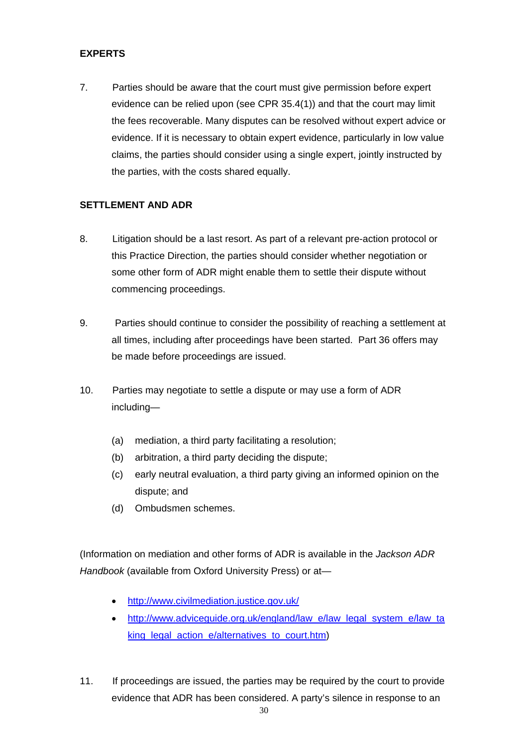**EXPERTS**

7. Parties should be aware that the court must give permission before expert evidence can be relied upon (see CPR 35.4(1)) and that the court may limit the fees recoverable. Many disputes can be resolved without expert advice or evidence. If it is necessary to obtain expert evidence, particularly in low value claims, the parties should consider using a single expert, jointly instructed by the parties, with the costs shared equally.

**SETTLEMENT AND ADR**

8. Litigation should be a last resort. As part of a relevant pre-action protocol or this Practice Direction, the parties should consider whether negotiation or some other form of ADR might enable them to settle their dispute without commencing proceedings.

9. Parties should continue to consider the possibility of reaching a settlement at all times, including after proceedings have been started. Part 36 offers may be made before proceedings are issued.

10. Parties may negotiate to settle a dispute or may use a form of ADR including—

    (a) mediation, a third party facilitating a resolution;
    (b) arbitration, a third party deciding the dispute;
    (c) early neutral evaluation, a third party giving an informed opinion on the dispute; and
    (d) Ombudsmen schemes.

(Information on mediation and other forms of ADR is available in the *Jackson ADR Handbook* (available from Oxford University Press) or at—

- http://www.civilmediation.justice.gov.uk/
- http://www.adviceguide.org.uk/england/law_e/law_legal_system_e/law_taking_legal_action_e/alternatives_to_court.htm)

11. If proceedings are issued, the parties may be required by the court to provide evidence that ADR has been considered. A party's silence in response to an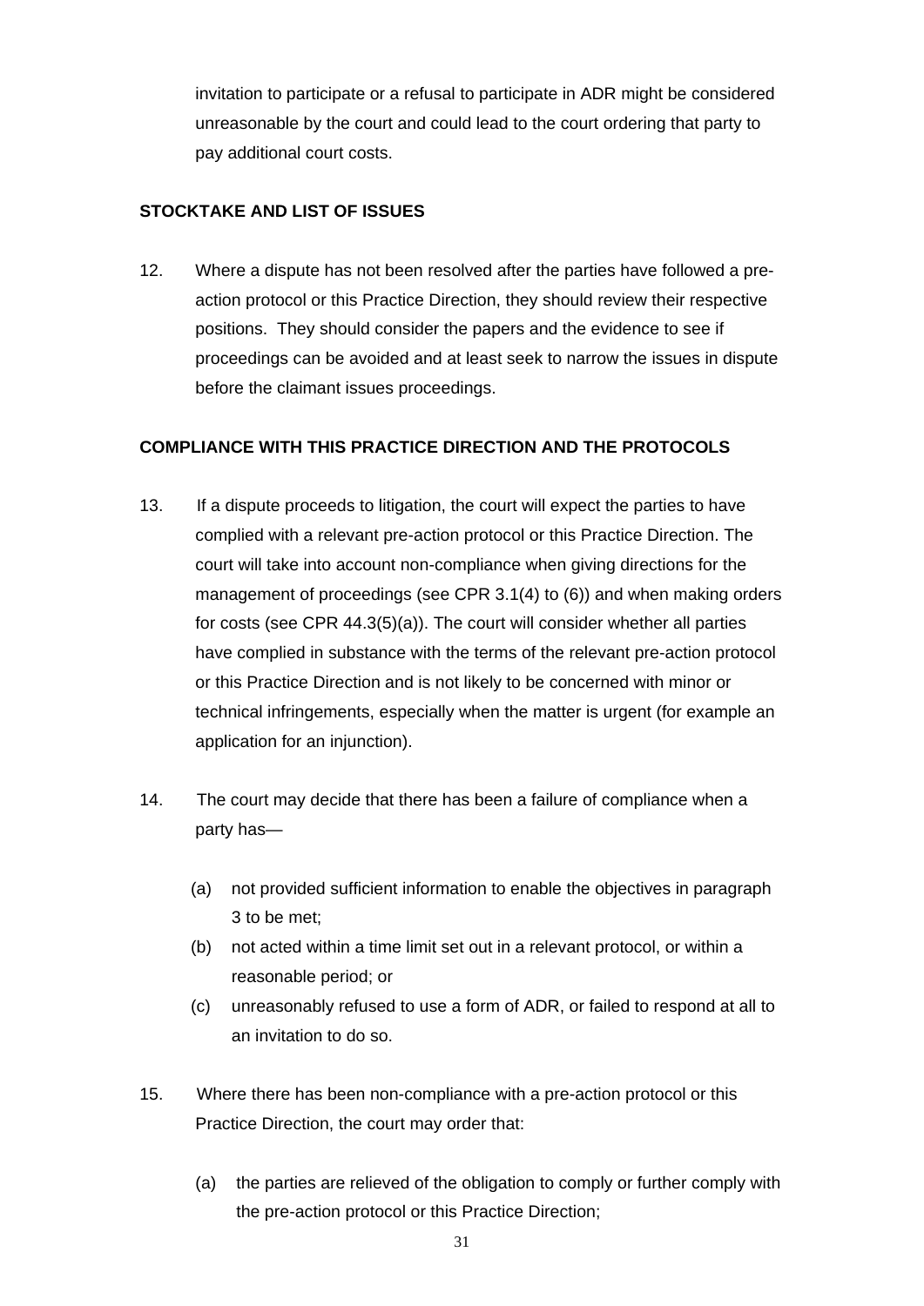invitation to participate or a refusal to participate in ADR might be considered unreasonable by the court and could lead to the court ordering that party to pay additional court costs.

**STOCKTAKE AND LIST OF ISSUES**

12. Where a dispute has not been resolved after the parties have followed a pre-action protocol or this Practice Direction, they should review their respective positions. They should consider the papers and the evidence to see if proceedings can be avoided and at least seek to narrow the issues in dispute before the claimant issues proceedings.

**COMPLIANCE WITH THIS PRACTICE DIRECTION AND THE PROTOCOLS**

13. If a dispute proceeds to litigation, the court will expect the parties to have complied with a relevant pre-action protocol or this Practice Direction. The court will take into account non-compliance when giving directions for the management of proceedings (see CPR 3.1(4) to (6)) and when making orders for costs (see CPR 44.3(5)(a)). The court will consider whether all parties have complied in substance with the terms of the relevant pre-action protocol or this Practice Direction and is not likely to be concerned with minor or technical infringements, especially when the matter is urgent (for example an application for an injunction).

14. The court may decide that there has been a failure of compliance when a party has—

    (a) not provided sufficient information to enable the objectives in paragraph 3 to be met;
    
    (b) not acted within a time limit set out in a relevant protocol, or within a reasonable period; or
    
    (c) unreasonably refused to use a form of ADR, or failed to respond at all to an invitation to do so.

15. Where there has been non-compliance with a pre-action protocol or this Practice Direction, the court may order that:

    (a) the parties are relieved of the obligation to comply or further comply with the pre-action protocol or this Practice Direction;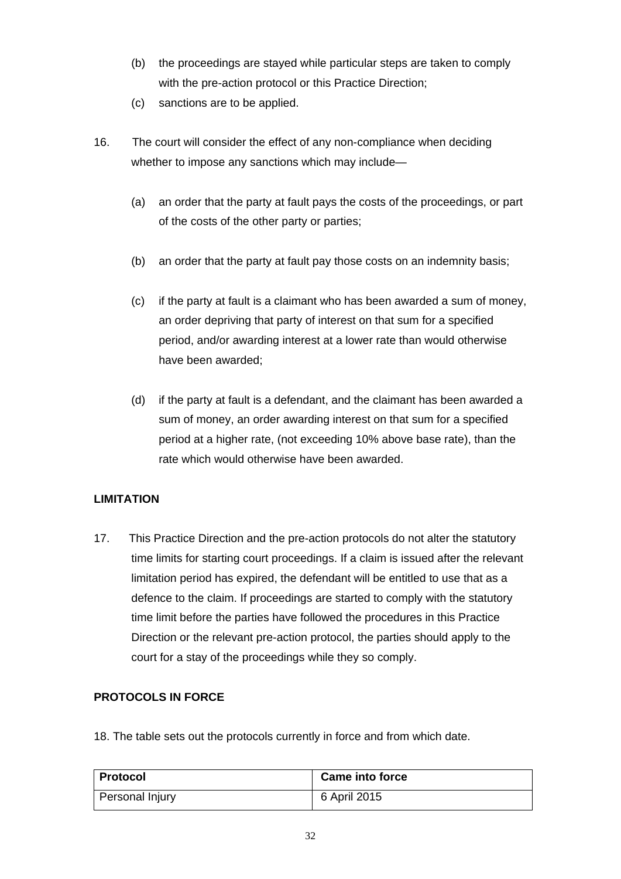(b) the proceedings are stayed while particular steps are taken to comply with the pre-action protocol or this Practice Direction;

(c) sanctions are to be applied.

16. The court will consider the effect of any non-compliance when deciding whether to impose any sanctions which may include—

(a) an order that the party at fault pays the costs of the proceedings, or part of the costs of the other party or parties;

(b) an order that the party at fault pay those costs on an indemnity basis;

(c) if the party at fault is a claimant who has been awarded a sum of money, an order depriving that party of interest on that sum for a specified period, and/or awarding interest at a lower rate than would otherwise have been awarded;

(d) if the party at fault is a defendant, and the claimant has been awarded a sum of money, an order awarding interest on that sum for a specified period at a higher rate, (not exceeding 10% above base rate), than the rate which would otherwise have been awarded.

**LIMITATION**

17. This Practice Direction and the pre-action protocols do not alter the statutory time limits for starting court proceedings. If a claim is issued after the relevant limitation period has expired, the defendant will be entitled to use that as a defence to the claim. If proceedings are started to comply with the statutory time limit before the parties have followed the procedures in this Practice Direction or the relevant pre-action protocol, the parties should apply to the court for a stay of the proceedings while they so comply.

**PROTOCOLS IN FORCE**

18. The table sets out the protocols currently in force and from which date.

| Protocol | Came into force |
|---|---|
| Personal Injury | 6 April 2015 |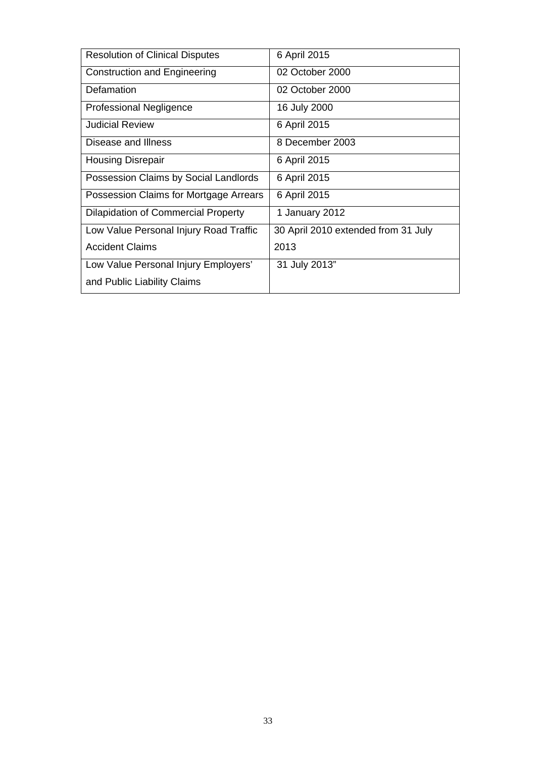| | |
|---|---|
| Resolution of Clinical Disputes | 6 April 2015 |
| Construction and Engineering | 02 October 2000 |
| Defamation | 02 October 2000 |
| Professional Negligence | 16 July 2000 |
| Judicial Review | 6 April 2015 |
| Disease and Illness | 8 December 2003 |
| Housing Disrepair | 6 April 2015 |
| Possession Claims by Social Landlords | 6 April 2015 |
| Possession Claims for Mortgage Arrears | 6 April 2015 |
| Dilapidation of Commercial Property | 1 January 2012 |
| Low Value Personal Injury Road Traffic Accident Claims | 30 April 2010 extended from 31 July 2013 |
| Low Value Personal Injury Employers' and Public Liability Claims | 31 July 2013" |